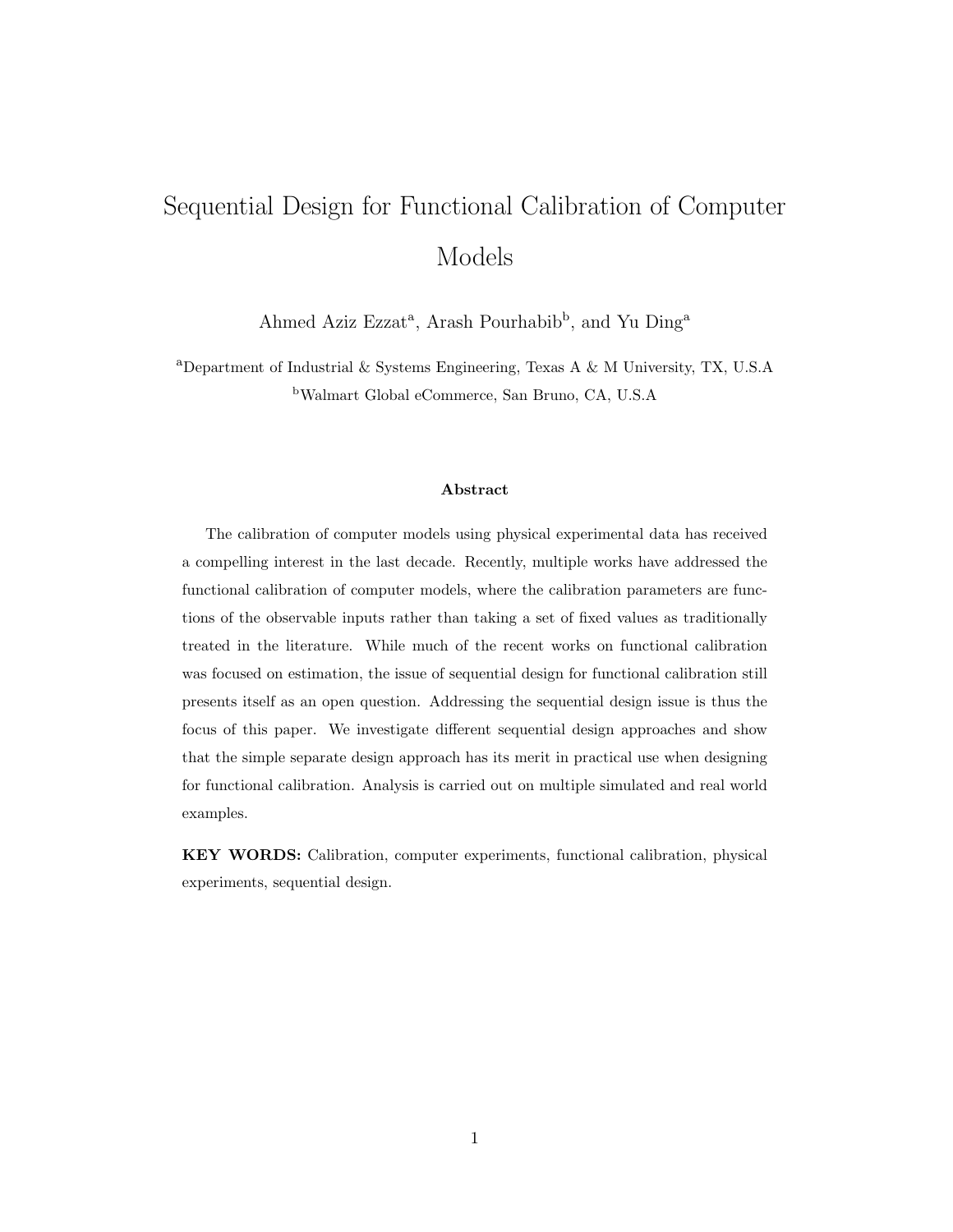# Sequential Design for Functional Calibration of Computer Models

Ahmed Aziz Ezzat[a], Arash Pourhabib[b], and Yu Ding[a]

[a]Department of Industrial & Systems Engineering, Texas A & M University, TX, U.S.A

[b]Walmart Global eCommerce, San Bruno, CA, U.S.A

### Abstract

The calibration of computer models using physical experimental data has received a compelling interest in the last decade. Recently, multiple works have addressed the functional calibration of computer models, where the calibration parameters are functions of the observable inputs rather than taking a set of fixed values as traditionally treated in the literature. While much of the recent works on functional calibration was focused on estimation, the issue of sequential design for functional calibration still presents itself as an open question. Addressing the sequential design issue is thus the focus of this paper. We investigate different sequential design approaches and show that the simple separate design approach has its merit in practical use when designing for functional calibration. Analysis is carried out on multiple simulated and real world examples.

**KEY WORDS:** Calibration, computer experiments, functional calibration, physical experiments, sequential design.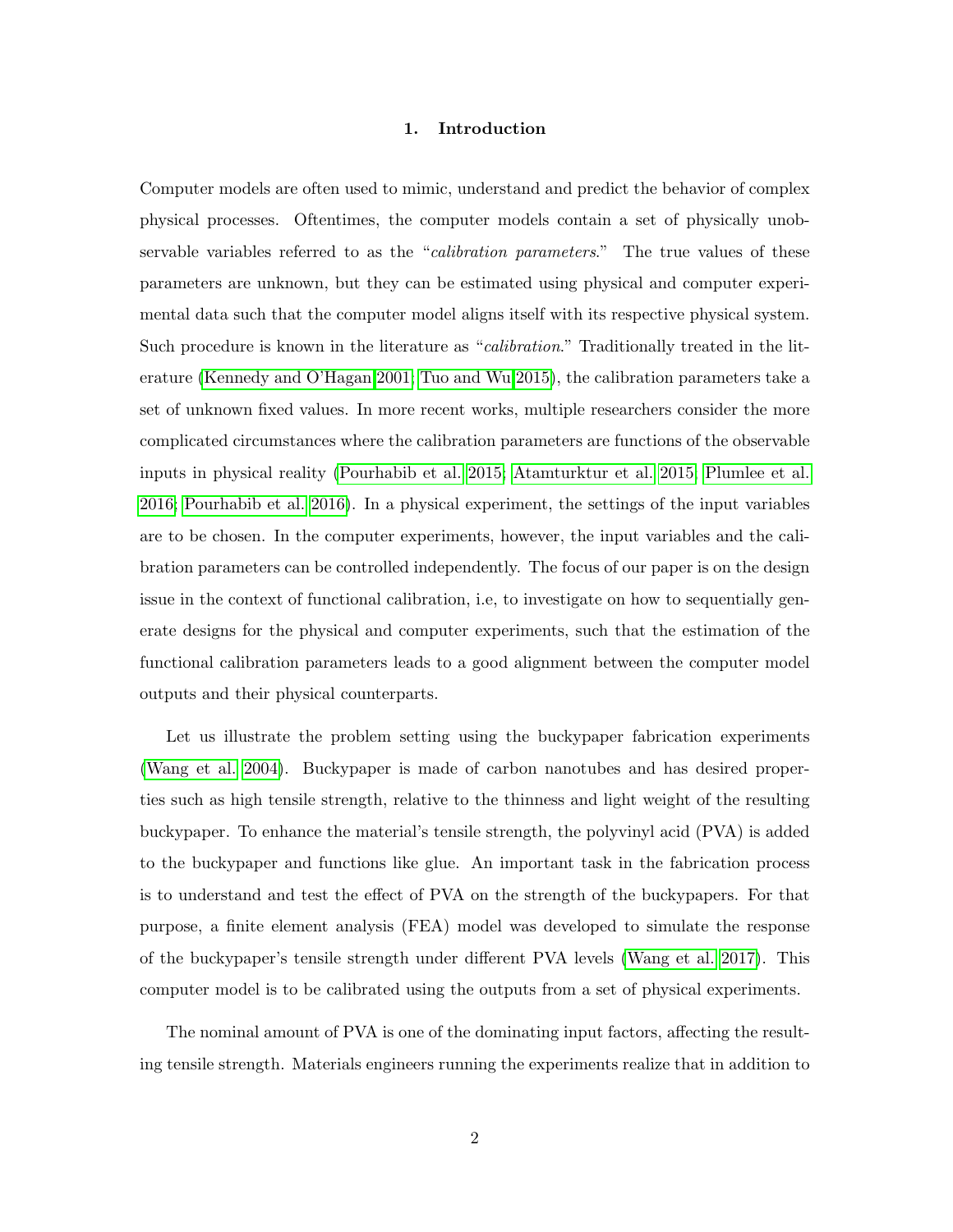## 1. Introduction

Computer models are often used to mimic, understand and predict the behavior of complex physical processes. Oftentimes, the computer models contain a set of physically unobservable variables referred to as the "*calibration parameters*." The true values of these parameters are unknown, but they can be estimated using physical and computer experimental data such that the computer model aligns itself with its respective physical system. Such procedure is known in the literature as "*calibration*." Traditionally treated in the literature (Kennedy and O'Hagan 2001; Tuo and Wu 2015), the calibration parameters take a set of unknown fixed values. In more recent works, multiple researchers consider the more complicated circumstances where the calibration parameters are functions of the observable inputs in physical reality (Pourhabib et al. 2015; Atamturktur et al. 2015; Plumlee et al. 2016; Pourhabib et al. 2016). In a physical experiment, the settings of the input variables are to be chosen. In the computer experiments, however, the input variables and the calibration parameters can be controlled independently. The focus of our paper is on the design issue in the context of functional calibration, i.e, to investigate on how to sequentially generate designs for the physical and computer experiments, such that the estimation of the functional calibration parameters leads to a good alignment between the computer model outputs and their physical counterparts.

Let us illustrate the problem setting using the buckypaper fabrication experiments (Wang et al. 2004). Buckypaper is made of carbon nanotubes and has desired properties such as high tensile strength, relative to the thinness and light weight of the resulting buckypaper. To enhance the material's tensile strength, the polyvinyl acid (PVA) is added to the buckypaper and functions like glue. An important task in the fabrication process is to understand and test the effect of PVA on the strength of the buckypapers. For that purpose, a finite element analysis (FEA) model was developed to simulate the response of the buckypaper's tensile strength under different PVA levels (Wang et al. 2017). This computer model is to be calibrated using the outputs from a set of physical experiments.

The nominal amount of PVA is one of the dominating input factors, affecting the resulting tensile strength. Materials engineers running the experiments realize that in addition to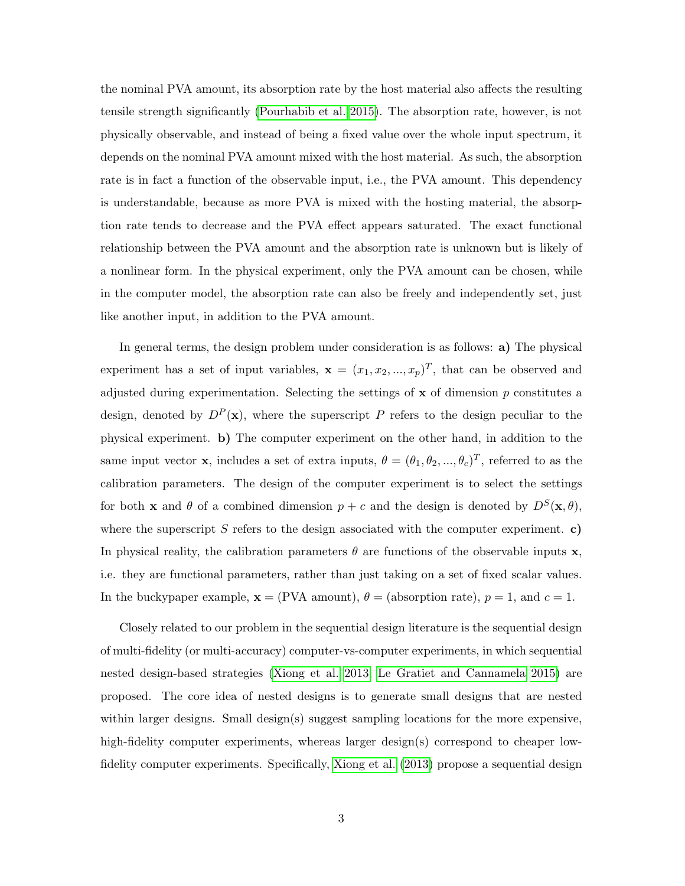the nominal PVA amount, its absorption rate by the host material also affects the resulting tensile strength significantly (Pourhabib et al. 2015). The absorption rate, however, is not physically observable, and instead of being a fixed value over the whole input spectrum, it depends on the nominal PVA amount mixed with the host material. As such, the absorption rate is in fact a function of the observable input, i.e., the PVA amount. This dependency is understandable, because as more PVA is mixed with the hosting material, the absorption rate tends to decrease and the PVA effect appears saturated. The exact functional relationship between the PVA amount and the absorption rate is unknown but is likely of a nonlinear form. In the physical experiment, only the PVA amount can be chosen, while in the computer model, the absorption rate can also be freely and independently set, just like another input, in addition to the PVA amount.

In general terms, the design problem under consideration is as follows: **a)** The physical experiment has a set of input variables, $\mathbf{x} = (x_1, x_2, ..., x_p)^T$, that can be observed and adjusted during experimentation. Selecting the settings of $\mathbf{x}$ of dimension $p$ constitutes a design, denoted by $D^P(\mathbf{x})$, where the superscript $P$ refers to the design peculiar to the physical experiment. **b)** The computer experiment on the other hand, in addition to the same input vector $\mathbf{x}$, includes a set of extra inputs, $\theta = (\theta_1, \theta_2, ..., \theta_c)^T$, referred to as the calibration parameters. The design of the computer experiment is to select the settings for both $\mathbf{x}$ and $\theta$ of a combined dimension $p + c$ and the design is denoted by $D^S(\mathbf{x}, \theta)$, where the superscript $S$ refers to the design associated with the computer experiment. **c)** In physical reality, the calibration parameters $\theta$ are functions of the observable inputs $\mathbf{x}$, i.e. they are functional parameters, rather than just taking on a set of fixed scalar values. In the buckypaper example, $\mathbf{x} =$ (PVA amount), $\theta =$ (absorption rate), $p = 1$, and $c = 1$.

Closely related to our problem in the sequential design literature is the sequential design of multi-fidelity (or multi-accuracy) computer-vs-computer experiments, in which sequential nested design-based strategies (Xiong et al. 2013, Le Gratiet and Cannamela 2015) are proposed. The core idea of nested designs is to generate small designs that are nested within larger designs. Small design(s) suggest sampling locations for the more expensive, high-fidelity computer experiments, whereas larger design(s) correspond to cheaper low-fidelity computer experiments. Specifically, Xiong et al. (2013) propose a sequential design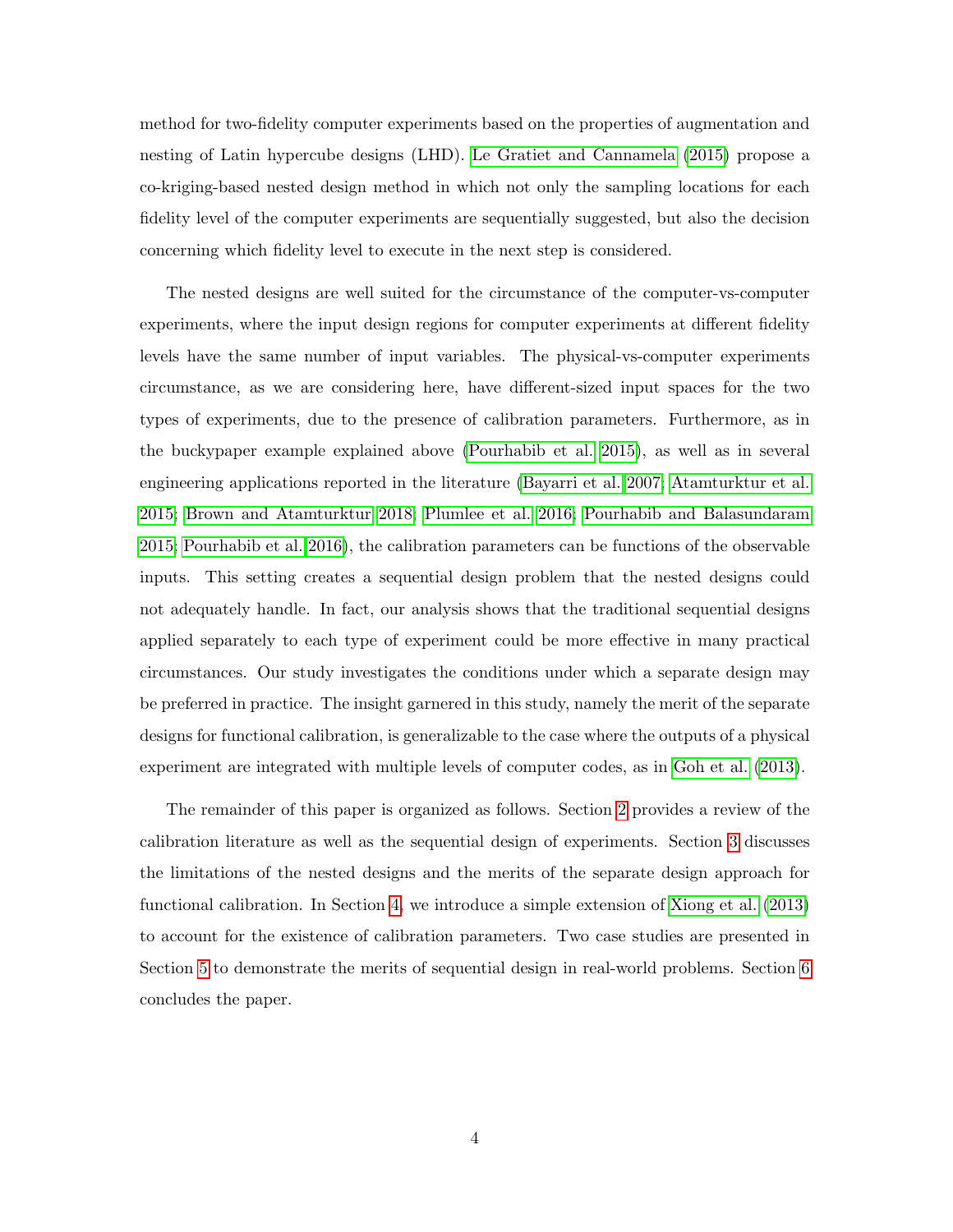method for two-fidelity computer experiments based on the properties of augmentation and nesting of Latin hypercube designs (LHD). Le Gratiet and Cannamela (2015) propose a co-kriging-based nested design method in which not only the sampling locations for each fidelity level of the computer experiments are sequentially suggested, but also the decision concerning which fidelity level to execute in the next step is considered.

The nested designs are well suited for the circumstance of the computer-vs-computer experiments, where the input design regions for computer experiments at different fidelity levels have the same number of input variables. The physical-vs-computer experiments circumstance, as we are considering here, have different-sized input spaces for the two types of experiments, due to the presence of calibration parameters. Furthermore, as in the buckypaper example explained above (Pourhabib et al. 2015), as well as in several engineering applications reported in the literature (Bayarri et al. 2007; Atamturktur et al. 2015; Brown and Atamturktur 2018; Plumlee et al. 2016; Pourhabib and Balasundaram 2015; Pourhabib et al. 2016), the calibration parameters can be functions of the observable inputs. This setting creates a sequential design problem that the nested designs could not adequately handle. In fact, our analysis shows that the traditional sequential designs applied separately to each type of experiment could be more effective in many practical circumstances. Our study investigates the conditions under which a separate design may be preferred in practice. The insight garnered in this study, namely the merit of the separate designs for functional calibration, is generalizable to the case where the outputs of a physical experiment are integrated with multiple levels of computer codes, as in Goh et al. (2013).

The remainder of this paper is organized as follows. Section 2 provides a review of the calibration literature as well as the sequential design of experiments. Section 3 discusses the limitations of the nested designs and the merits of the separate design approach for functional calibration. In Section 4, we introduce a simple extension of Xiong et al. (2013) to account for the existence of calibration parameters. Two case studies are presented in Section 5 to demonstrate the merits of sequential design in real-world problems. Section 6 concludes the paper.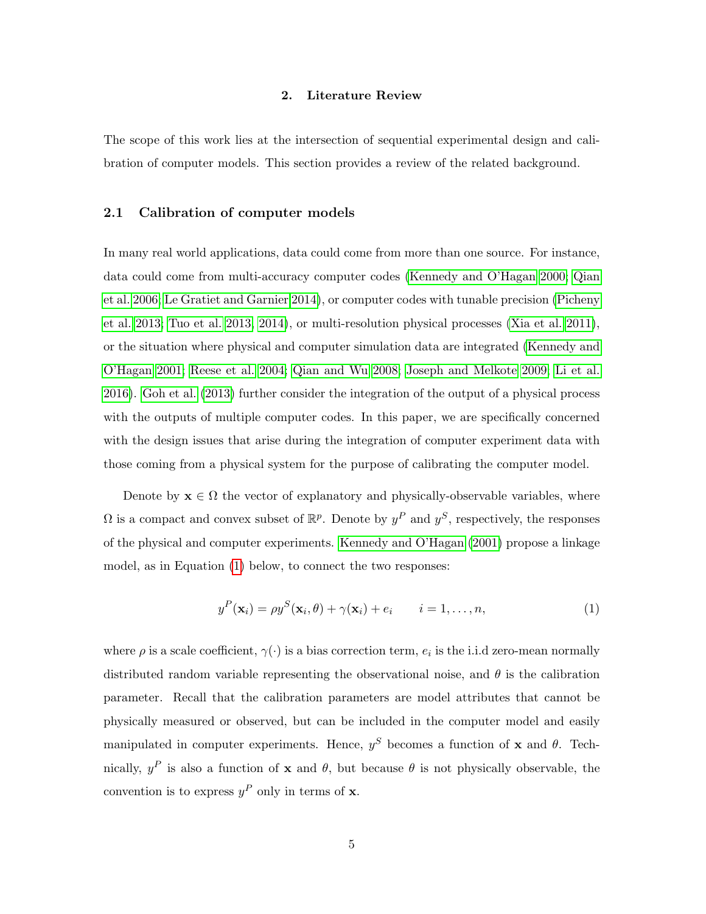## 2. Literature Review

The scope of this work lies at the intersection of sequential experimental design and calibration of computer models. This section provides a review of the related background.

### 2.1 Calibration of computer models

In many real world applications, data could come from more than one source. For instance, data could come from multi-accuracy computer codes (Kennedy and O'Hagan 2000; Qian et al. 2006; Le Gratiet and Garnier 2014), or computer codes with tunable precision (Picheny et al. 2013; Tuo et al. 2013, 2014), or multi-resolution physical processes (Xia et al. 2011), or the situation where physical and computer simulation data are integrated (Kennedy and O'Hagan 2001; Reese et al. 2004; Qian and Wu 2008; Joseph and Melkote 2009; Li et al. 2016). Goh et al. (2013) further consider the integration of the output of a physical process with the outputs of multiple computer codes. In this paper, we are specifically concerned with the design issues that arise during the integration of computer experiment data with those coming from a physical system for the purpose of calibrating the computer model.

Denote by $\mathbf{x} \in \Omega$ the vector of explanatory and physically-observable variables, where $\Omega$ is a compact and convex subset of $\mathbb{R}^p$. Denote by $y^P$ and $y^S$, respectively, the responses of the physical and computer experiments. Kennedy and O'Hagan (2001) propose a linkage model, as in Equation (1) below, to connect the two responses:

$$y^P(\mathbf{x}_i) = \rho y^S(\mathbf{x}_i, \theta) + \gamma(\mathbf{x}_i) + e_i \qquad i = 1, \ldots, n, \tag{1}$$

where $\rho$ is a scale coefficient, $\gamma(\cdot)$ is a bias correction term, $e_i$ is the i.i.d zero-mean normally distributed random variable representing the observational noise, and $\theta$ is the calibration parameter. Recall that the calibration parameters are model attributes that cannot be physically measured or observed, but can be included in the computer model and easily manipulated in computer experiments. Hence, $y^S$ becomes a function of $\mathbf{x}$ and $\theta$. Technically, $y^P$ is also a function of $\mathbf{x}$ and $\theta$, but because $\theta$ is not physically observable, the convention is to express $y^P$ only in terms of $\mathbf{x}$.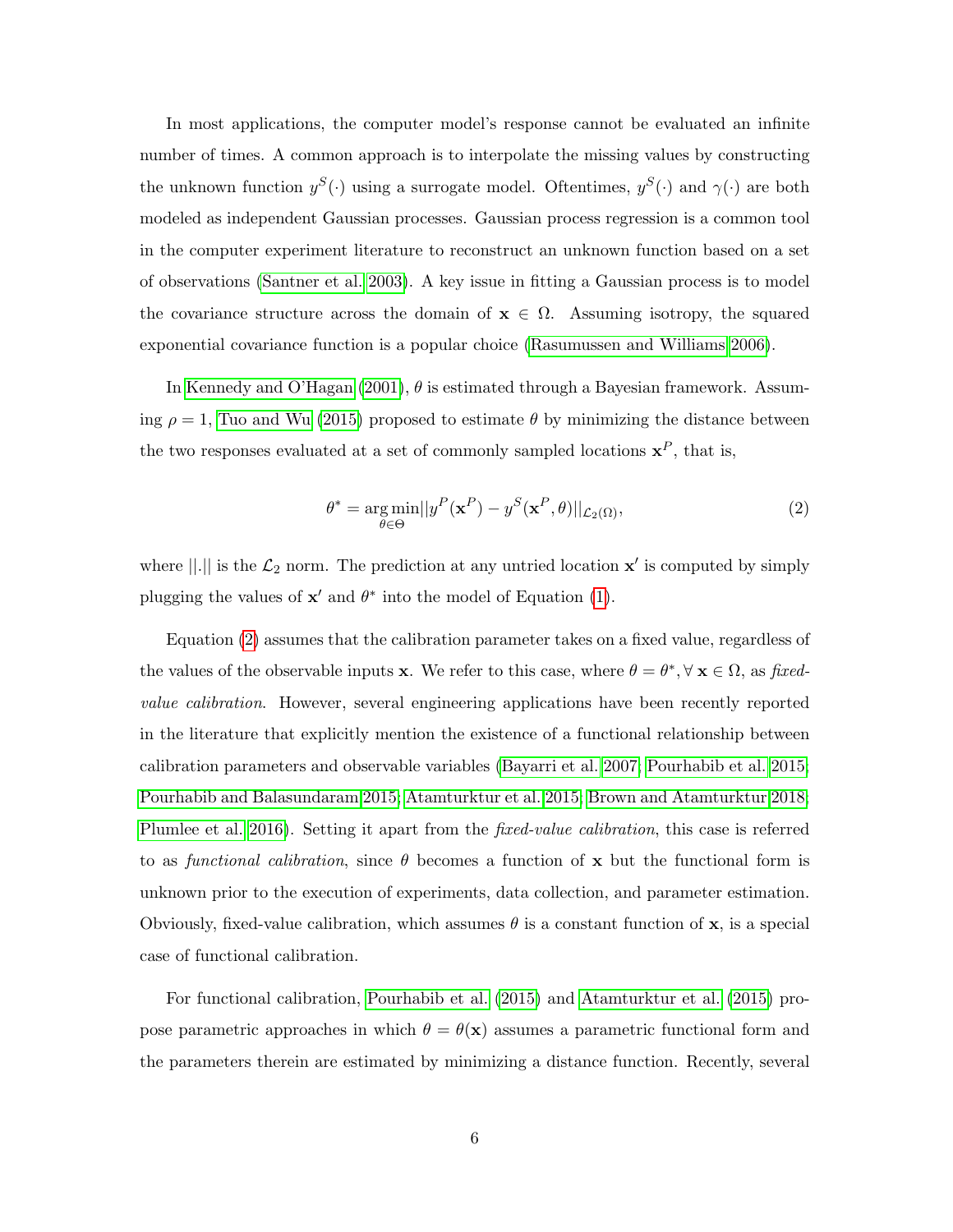In most applications, the computer model's response cannot be evaluated an infinite number of times. A common approach is to interpolate the missing values by constructing the unknown function $y^S(\cdot)$ using a surrogate model. Oftentimes, $y^S(\cdot)$ and $\gamma(\cdot)$ are both modeled as independent Gaussian processes. Gaussian process regression is a common tool in the computer experiment literature to reconstruct an unknown function based on a set of observations (Santner et al. 2003). A key issue in fitting a Gaussian process is to model the covariance structure across the domain of $\mathbf{x} \in \Omega$. Assuming isotropy, the squared exponential covariance function is a popular choice (Rasumussen and Williams 2006).

In Kennedy and O'Hagan (2001), $\theta$ is estimated through a Bayesian framework. Assuming $\rho = 1$, Tuo and Wu (2015) proposed to estimate $\theta$ by minimizing the distance between the two responses evaluated at a set of commonly sampled locations $\mathbf{x}^P$, that is,

$$\theta^* = \underset{\theta \in \Theta}{\arg\min} ||y^P(\mathbf{x}^P) - y^S(\mathbf{x}^P, \theta)||_{\mathcal{L}_2(\Omega)}, \tag{2}$$

where $||.||$ is the $\mathcal{L}_2$ norm. The prediction at any untried location $\mathbf{x}'$ is computed by simply plugging the values of $\mathbf{x}'$ and $\theta^*$ into the model of Equation (1).

Equation (2) assumes that the calibration parameter takes on a fixed value, regardless of the values of the observable inputs $\mathbf{x}$. We refer to this case, where $\theta = \theta^*, \forall\, \mathbf{x} \in \Omega$, as *fixed-value calibration*. However, several engineering applications have been recently reported in the literature that explicitly mention the existence of a functional relationship between calibration parameters and observable variables (Bayarri et al. 2007; Pourhabib et al. 2015; Pourhabib and Balasundaram 2015; Atamturktur et al. 2015; Brown and Atamturktur 2018; Plumlee et al. 2016). Setting it apart from the *fixed-value calibration*, this case is referred to as *functional calibration*, since $\theta$ becomes a function of $\mathbf{x}$ but the functional form is unknown prior to the execution of experiments, data collection, and parameter estimation. Obviously, fixed-value calibration, which assumes $\theta$ is a constant function of $\mathbf{x}$, is a special case of functional calibration.

For functional calibration, Pourhabib et al. (2015) and Atamturktur et al. (2015) propose parametric approaches in which $\theta = \theta(\mathbf{x})$ assumes a parametric functional form and the parameters therein are estimated by minimizing a distance function. Recently, several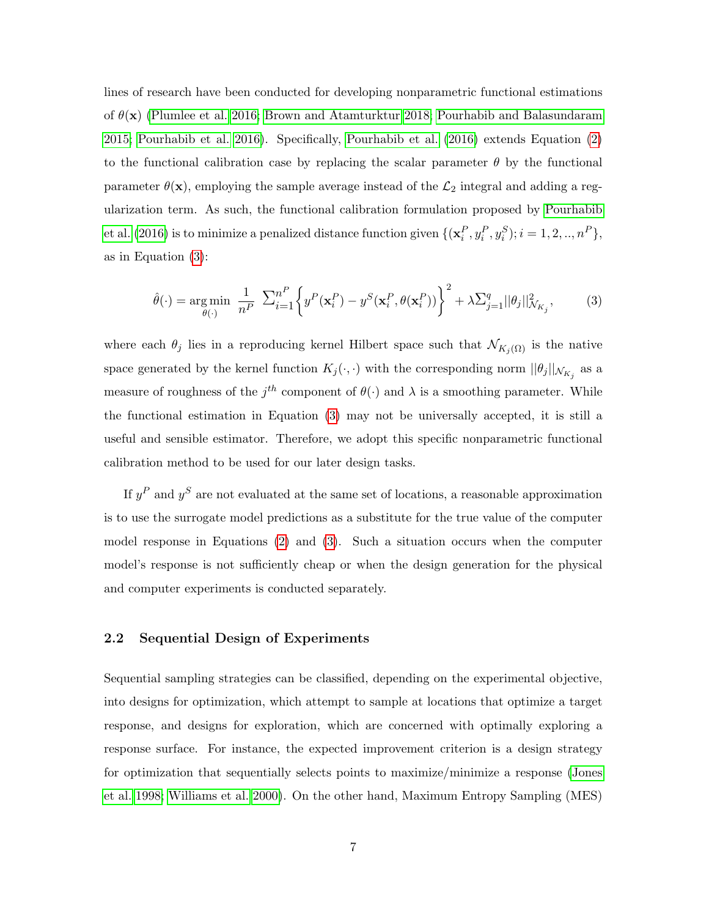lines of research have been conducted for developing nonparametric functional estimations of $\theta(\mathbf{x})$ (Plumlee et al. 2016; Brown and Atamturktur 2018; Pourhabib and Balasundaram 2015; Pourhabib et al. 2016). Specifically, Pourhabib et al. (2016) extends Equation (2) to the functional calibration case by replacing the scalar parameter $\theta$ by the functional parameter $\theta(\mathbf{x})$, employing the sample average instead of the $\mathcal{L}_2$ integral and adding a regularization term. As such, the functional calibration formulation proposed by Pourhabib et al. (2016) is to minimize a penalized distance function given $\{(\mathbf{x}_i^P, y_i^P, y_i^S); i = 1, 2, .., n^P\}$, as in Equation (3):

$$\hat{\theta}(\cdot) = \underset{\theta(\cdot)}{\arg\min} \; \frac{1}{n^P} \; \sum_{i=1}^{n^P} \left\{ y^P(\mathbf{x}_i^P) - y^S(\mathbf{x}_i^P, \theta(\mathbf{x}_i^P)) \right\}^2 + \lambda \sum_{j=1}^{q} ||\theta_j||^2_{\mathcal{N}_{K_j}}, \tag{3}$$

where each $\theta_j$ lies in a reproducing kernel Hilbert space such that $\mathcal{N}_{K_j(\Omega)}$ is the native space generated by the kernel function $K_j(\cdot, \cdot)$ with the corresponding norm $||\theta_j||_{\mathcal{N}_{K_j}}$ as a measure of roughness of the $j^{th}$ component of $\theta(\cdot)$ and $\lambda$ is a smoothing parameter. While the functional estimation in Equation (3) may not be universally accepted, it is still a useful and sensible estimator. Therefore, we adopt this specific nonparametric functional calibration method to be used for our later design tasks.

If $y^P$ and $y^S$ are not evaluated at the same set of locations, a reasonable approximation is to use the surrogate model predictions as a substitute for the true value of the computer model response in Equations (2) and (3). Such a situation occurs when the computer model's response is not sufficiently cheap or when the design generation for the physical and computer experiments is conducted separately.

### 2.2 Sequential Design of Experiments

Sequential sampling strategies can be classified, depending on the experimental objective, into designs for optimization, which attempt to sample at locations that optimize a target response, and designs for exploration, which are concerned with optimally exploring a response surface. For instance, the expected improvement criterion is a design strategy for optimization that sequentially selects points to maximize/minimize a response (Jones et al. 1998; Williams et al. 2000). On the other hand, Maximum Entropy Sampling (MES)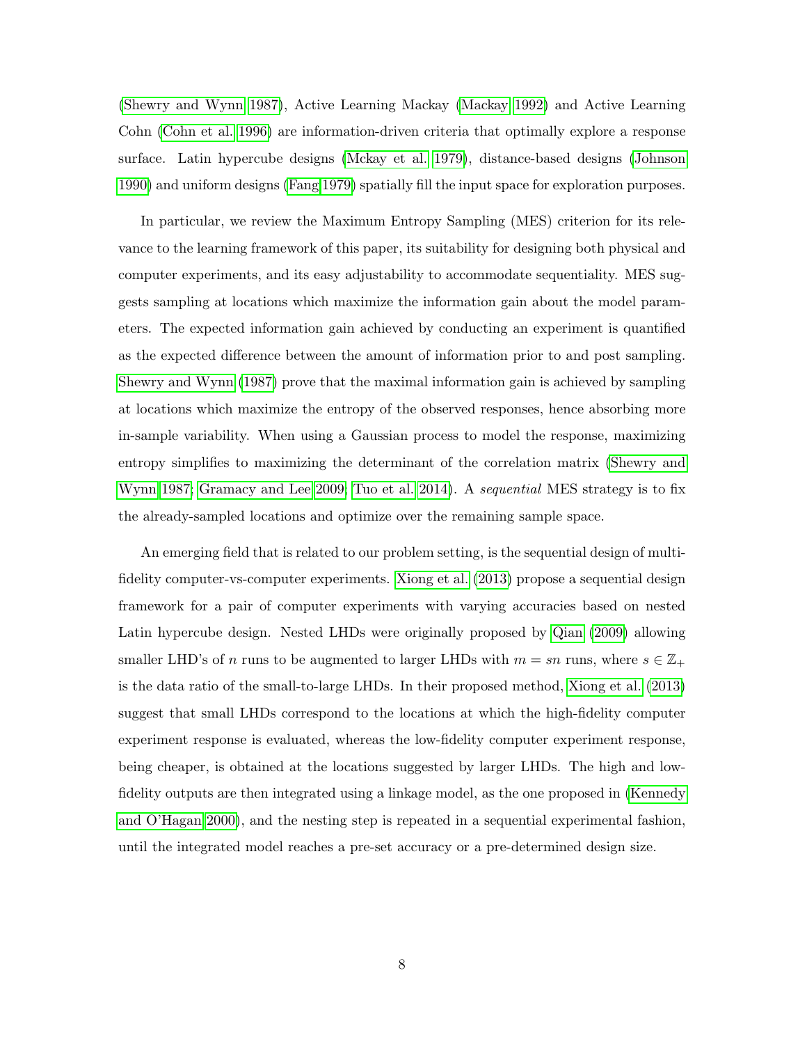(Shewry and Wynn 1987), Active Learning Mackay (Mackay 1992) and Active Learning Cohn (Cohn et al. 1996) are information-driven criteria that optimally explore a response surface. Latin hypercube designs (Mckay et al. 1979), distance-based designs (Johnson 1990) and uniform designs (Fang 1979) spatially fill the input space for exploration purposes.

In particular, we review the Maximum Entropy Sampling (MES) criterion for its relevance to the learning framework of this paper, its suitability for designing both physical and computer experiments, and its easy adjustability to accommodate sequentiality. MES suggests sampling at locations which maximize the information gain about the model parameters. The expected information gain achieved by conducting an experiment is quantified as the expected difference between the amount of information prior to and post sampling. Shewry and Wynn (1987) prove that the maximal information gain is achieved by sampling at locations which maximize the entropy of the observed responses, hence absorbing more in-sample variability. When using a Gaussian process to model the response, maximizing entropy simplifies to maximizing the determinant of the correlation matrix (Shewry and Wynn 1987; Gramacy and Lee 2009; Tuo et al. 2014). A *sequential* MES strategy is to fix the already-sampled locations and optimize over the remaining sample space.

An emerging field that is related to our problem setting, is the sequential design of multi-fidelity computer-vs-computer experiments. Xiong et al. (2013) propose a sequential design framework for a pair of computer experiments with varying accuracies based on nested Latin hypercube design. Nested LHDs were originally proposed by Qian (2009) allowing smaller LHD's of $n$ runs to be augmented to larger LHDs with $m = sn$ runs, where $s \in \mathbb{Z}_+$ is the data ratio of the small-to-large LHDs. In their proposed method, Xiong et al. (2013) suggest that small LHDs correspond to the locations at which the high-fidelity computer experiment response is evaluated, whereas the low-fidelity computer experiment response, being cheaper, is obtained at the locations suggested by larger LHDs. The high and low-fidelity outputs are then integrated using a linkage model, as the one proposed in (Kennedy and O'Hagan 2000), and the nesting step is repeated in a sequential experimental fashion, until the integrated model reaches a pre-set accuracy or a pre-determined design size.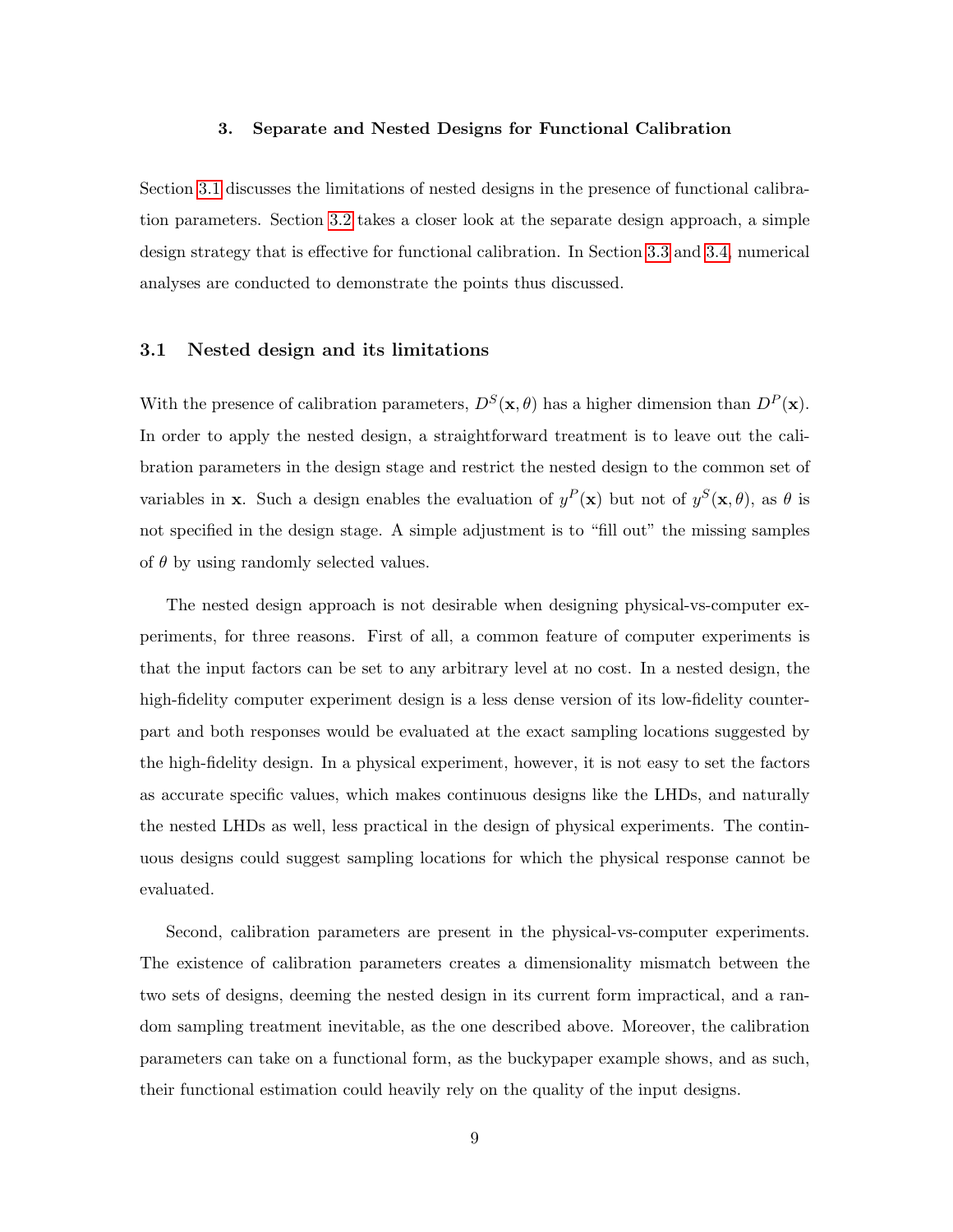## 3. Separate and Nested Designs for Functional Calibration

Section 3.1 discusses the limitations of nested designs in the presence of functional calibration parameters. Section 3.2 takes a closer look at the separate design approach, a simple design strategy that is effective for functional calibration. In Section 3.3 and 3.4, numerical analyses are conducted to demonstrate the points thus discussed.

### 3.1 Nested design and its limitations

With the presence of calibration parameters, $D^S(\mathbf{x}, \theta)$ has a higher dimension than $D^P(\mathbf{x})$. In order to apply the nested design, a straightforward treatment is to leave out the calibration parameters in the design stage and restrict the nested design to the common set of variables in $\mathbf{x}$. Such a design enables the evaluation of $y^P(\mathbf{x})$ but not of $y^S(\mathbf{x}, \theta)$, as $\theta$ is not specified in the design stage. A simple adjustment is to "fill out" the missing samples of $\theta$ by using randomly selected values.

The nested design approach is not desirable when designing physical-vs-computer experiments, for three reasons. First of all, a common feature of computer experiments is that the input factors can be set to any arbitrary level at no cost. In a nested design, the high-fidelity computer experiment design is a less dense version of its low-fidelity counterpart and both responses would be evaluated at the exact sampling locations suggested by the high-fidelity design. In a physical experiment, however, it is not easy to set the factors as accurate specific values, which makes continuous designs like the LHDs, and naturally the nested LHDs as well, less practical in the design of physical experiments. The continuous designs could suggest sampling locations for which the physical response cannot be evaluated.

Second, calibration parameters are present in the physical-vs-computer experiments. The existence of calibration parameters creates a dimensionality mismatch between the two sets of designs, deeming the nested design in its current form impractical, and a random sampling treatment inevitable, as the one described above. Moreover, the calibration parameters can take on a functional form, as the buckypaper example shows, and as such, their functional estimation could heavily rely on the quality of the input designs.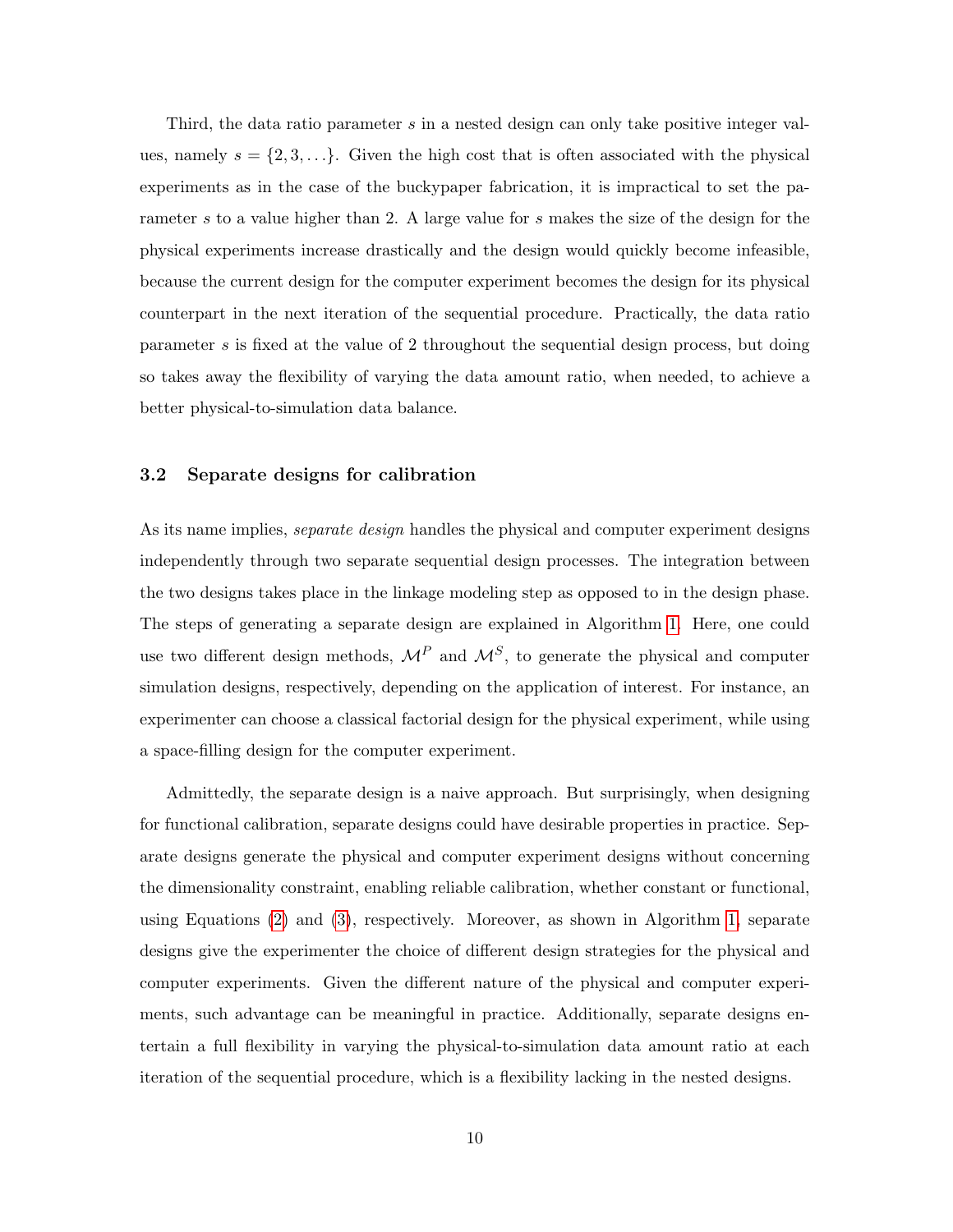Third, the data ratio parameter $s$ in a nested design can only take positive integer values, namely $s = \{2, 3, \ldots\}$. Given the high cost that is often associated with the physical experiments as in the case of the buckypaper fabrication, it is impractical to set the parameter $s$ to a value higher than 2. A large value for $s$ makes the size of the design for the physical experiments increase drastically and the design would quickly become infeasible, because the current design for the computer experiment becomes the design for its physical counterpart in the next iteration of the sequential procedure. Practically, the data ratio parameter $s$ is fixed at the value of 2 throughout the sequential design process, but doing so takes away the flexibility of varying the data amount ratio, when needed, to achieve a better physical-to-simulation data balance.

### 3.2 Separate designs for calibration

As its name implies, *separate design* handles the physical and computer experiment designs independently through two separate sequential design processes. The integration between the two designs takes place in the linkage modeling step as opposed to in the design phase. The steps of generating a separate design are explained in Algorithm 1. Here, one could use two different design methods, $\mathcal{M}^P$ and $\mathcal{M}^S$, to generate the physical and computer simulation designs, respectively, depending on the application of interest. For instance, an experimenter can choose a classical factorial design for the physical experiment, while using a space-filling design for the computer experiment.

Admittedly, the separate design is a naive approach. But surprisingly, when designing for functional calibration, separate designs could have desirable properties in practice. Separate designs generate the physical and computer experiment designs without concerning the dimensionality constraint, enabling reliable calibration, whether constant or functional, using Equations (2) and (3), respectively. Moreover, as shown in Algorithm 1, separate designs give the experimenter the choice of different design strategies for the physical and computer experiments. Given the different nature of the physical and computer experiments, such advantage can be meaningful in practice. Additionally, separate designs entertain a full flexibility in varying the physical-to-simulation data amount ratio at each iteration of the sequential procedure, which is a flexibility lacking in the nested designs.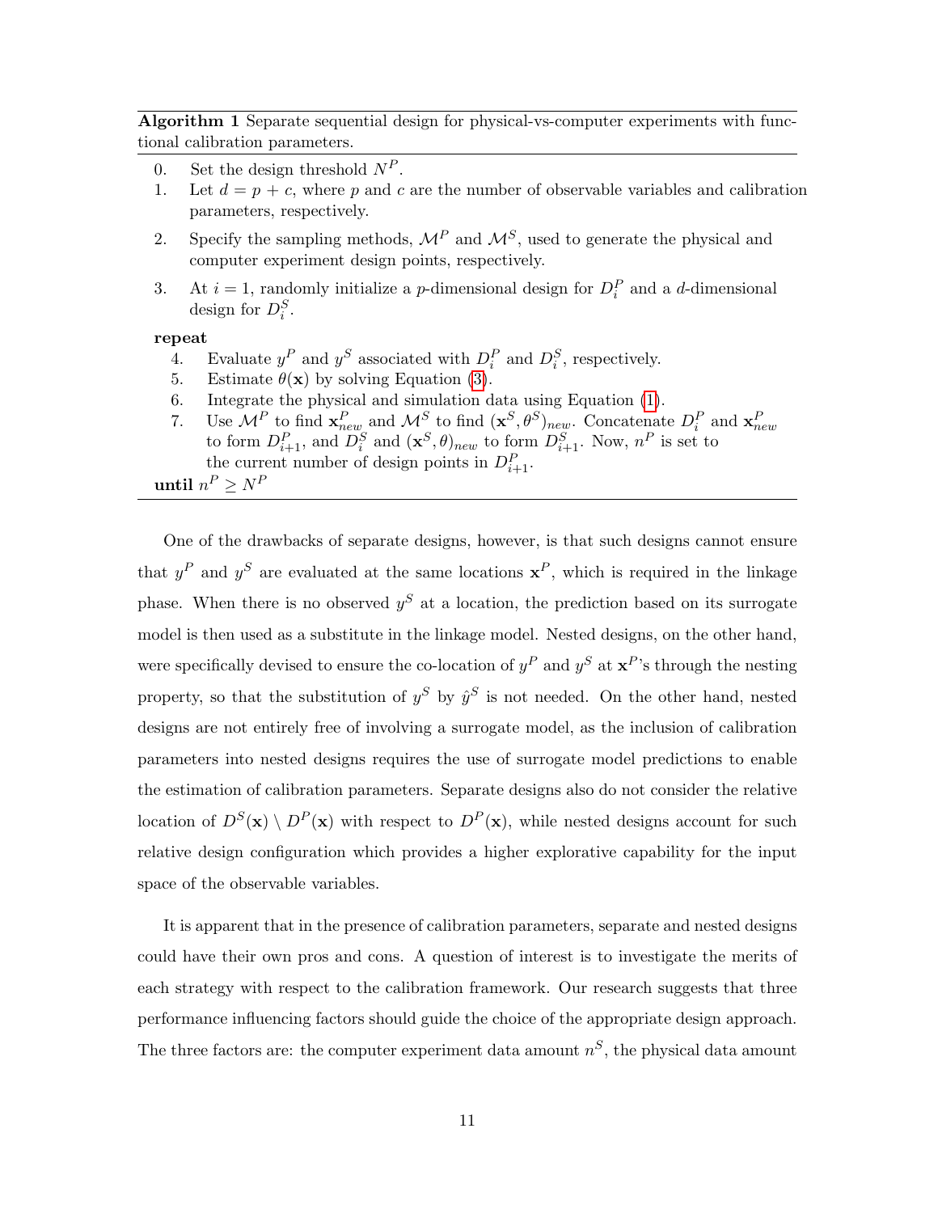**Algorithm 1** Separate sequential design for physical-vs-computer experiments with functional calibration parameters.

0. Set the design threshold $N^P$.
1. Let $d = p + c$, where $p$ and $c$ are the number of observable variables and calibration parameters, respectively.
2. Specify the sampling methods, $\mathcal{M}^P$ and $\mathcal{M}^S$, used to generate the physical and computer experiment design points, respectively.
3. At $i = 1$, randomly initialize a $p$-dimensional design for $D_i^P$ and a $d$-dimensional design for $D_i^S$.

**repeat**

4. Evaluate $y^P$ and $y^S$ associated with $D_i^P$ and $D_i^S$, respectively.
5. Estimate $\theta(\mathbf{x})$ by solving Equation (3).
6. Integrate the physical and simulation data using Equation (1).
7. Use $\mathcal{M}^P$ to find $\mathbf{x}_{new}^P$ and $\mathcal{M}^S$ to find $(\mathbf{x}^S, \theta^S)_{new}$. Concatenate $D_i^P$ and $\mathbf{x}_{new}^P$ to form $D_{i+1}^P$, and $D_i^S$ and $(\mathbf{x}^S, \theta)_{new}$ to form $D_{i+1}^S$. Now, $n^P$ is set to the current number of design points in $D_{i+1}^P$.

**until** $n^P \geq N^P$

One of the drawbacks of separate designs, however, is that such designs cannot ensure that $y^P$ and $y^S$ are evaluated at the same locations $\mathbf{x}^P$, which is required in the linkage phase. When there is no observed $y^S$ at a location, the prediction based on its surrogate model is then used as a substitute in the linkage model. Nested designs, on the other hand, were specifically devised to ensure the co-location of $y^P$ and $y^S$ at $\mathbf{x}^P$'s through the nesting property, so that the substitution of $y^S$ by $\hat{y}^S$ is not needed. On the other hand, nested designs are not entirely free of involving a surrogate model, as the inclusion of calibration parameters into nested designs requires the use of surrogate model predictions to enable the estimation of calibration parameters. Separate designs also do not consider the relative location of $D^S(\mathbf{x}) \setminus D^P(\mathbf{x})$ with respect to $D^P(\mathbf{x})$, while nested designs account for such relative design configuration which provides a higher explorative capability for the input space of the observable variables.

It is apparent that in the presence of calibration parameters, separate and nested designs could have their own pros and cons. A question of interest is to investigate the merits of each strategy with respect to the calibration framework. Our research suggests that three performance influencing factors should guide the choice of the appropriate design approach. The three factors are: the computer experiment data amount $n^S$, the physical data amount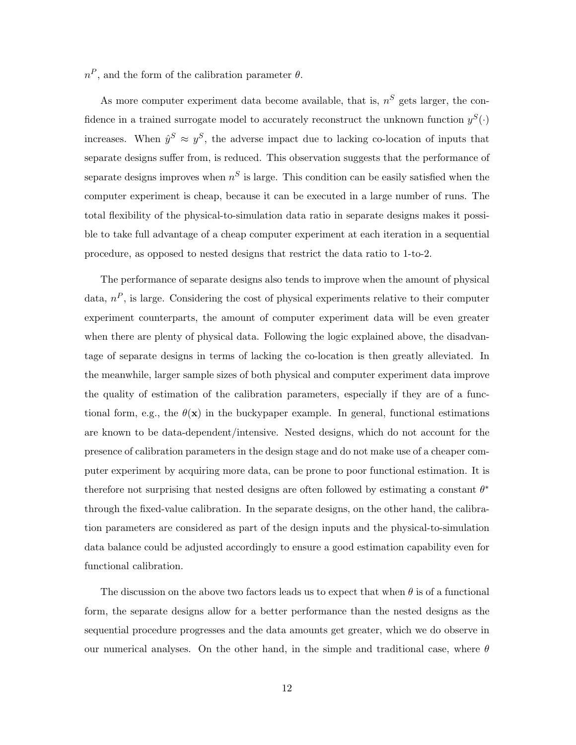$n^P$, and the form of the calibration parameter $\theta$.

As more computer experiment data become available, that is, $n^S$ gets larger, the confidence in a trained surrogate model to accurately reconstruct the unknown function $y^S(\cdot)$ increases. When $\hat{y}^S \approx y^S$, the adverse impact due to lacking co-location of inputs that separate designs suffer from, is reduced. This observation suggests that the performance of separate designs improves when $n^S$ is large. This condition can be easily satisfied when the computer experiment is cheap, because it can be executed in a large number of runs. The total flexibility of the physical-to-simulation data ratio in separate designs makes it possible to take full advantage of a cheap computer experiment at each iteration in a sequential procedure, as opposed to nested designs that restrict the data ratio to 1-to-2.

The performance of separate designs also tends to improve when the amount of physical data, $n^P$, is large. Considering the cost of physical experiments relative to their computer experiment counterparts, the amount of computer experiment data will be even greater when there are plenty of physical data. Following the logic explained above, the disadvantage of separate designs in terms of lacking the co-location is then greatly alleviated. In the meanwhile, larger sample sizes of both physical and computer experiment data improve the quality of estimation of the calibration parameters, especially if they are of a functional form, e.g., the $\theta(\mathbf{x})$ in the buckypaper example. In general, functional estimations are known to be data-dependent/intensive. Nested designs, which do not account for the presence of calibration parameters in the design stage and do not make use of a cheaper computer experiment by acquiring more data, can be prone to poor functional estimation. It is therefore not surprising that nested designs are often followed by estimating a constant $\theta^*$ through the fixed-value calibration. In the separate designs, on the other hand, the calibration parameters are considered as part of the design inputs and the physical-to-simulation data balance could be adjusted accordingly to ensure a good estimation capability even for functional calibration.

The discussion on the above two factors leads us to expect that when $\theta$ is of a functional form, the separate designs allow for a better performance than the nested designs as the sequential procedure progresses and the data amounts get greater, which we do observe in our numerical analyses. On the other hand, in the simple and traditional case, where $\theta$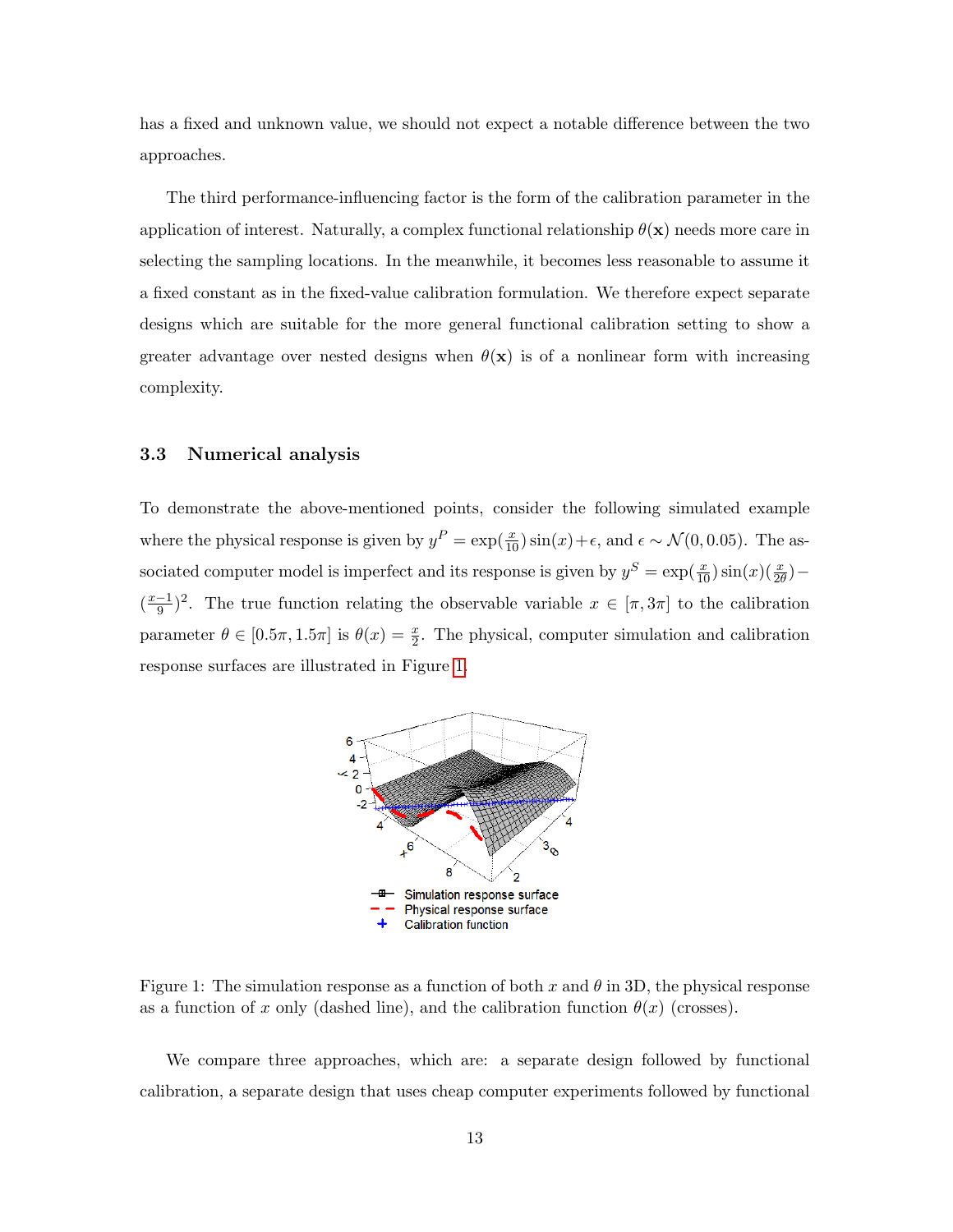has a fixed and unknown value, we should not expect a notable difference between the two approaches.

The third performance-influencing factor is the form of the calibration parameter in the application of interest. Naturally, a complex functional relationship $\theta(\mathbf{x})$ needs more care in selecting the sampling locations. In the meanwhile, it becomes less reasonable to assume it a fixed constant as in the fixed-value calibration formulation. We therefore expect separate designs which are suitable for the more general functional calibration setting to show a greater advantage over nested designs when $\theta(\mathbf{x})$ is of a nonlinear form with increasing complexity.

### 3.3 Numerical analysis

To demonstrate the above-mentioned points, consider the following simulated example where the physical response is given by $y^P = \exp(\frac{x}{10})\sin(x)+\epsilon$, and $\epsilon \sim \mathcal{N}(0, 0.05)$. The associated computer model is imperfect and its response is given by $y^S = \exp(\frac{x}{10})\sin(x)(\frac{x}{2\theta}) - (\frac{x-1}{9})^2$. The true function relating the observable variable $x \in [\pi, 3\pi]$ to the calibration parameter $\theta \in [0.5\pi, 1.5\pi]$ is $\theta(x) = \frac{x}{2}$. The physical, computer simulation and calibration response surfaces are illustrated in Figure 1.

Figure 1: The simulation response as a function of both $x$ and $\theta$ in 3D, the physical response as a function of $x$ only (dashed line), and the calibration function $\theta(x)$ (crosses).

We compare three approaches, which are: a separate design followed by functional calibration, a separate design that uses cheap computer experiments followed by functional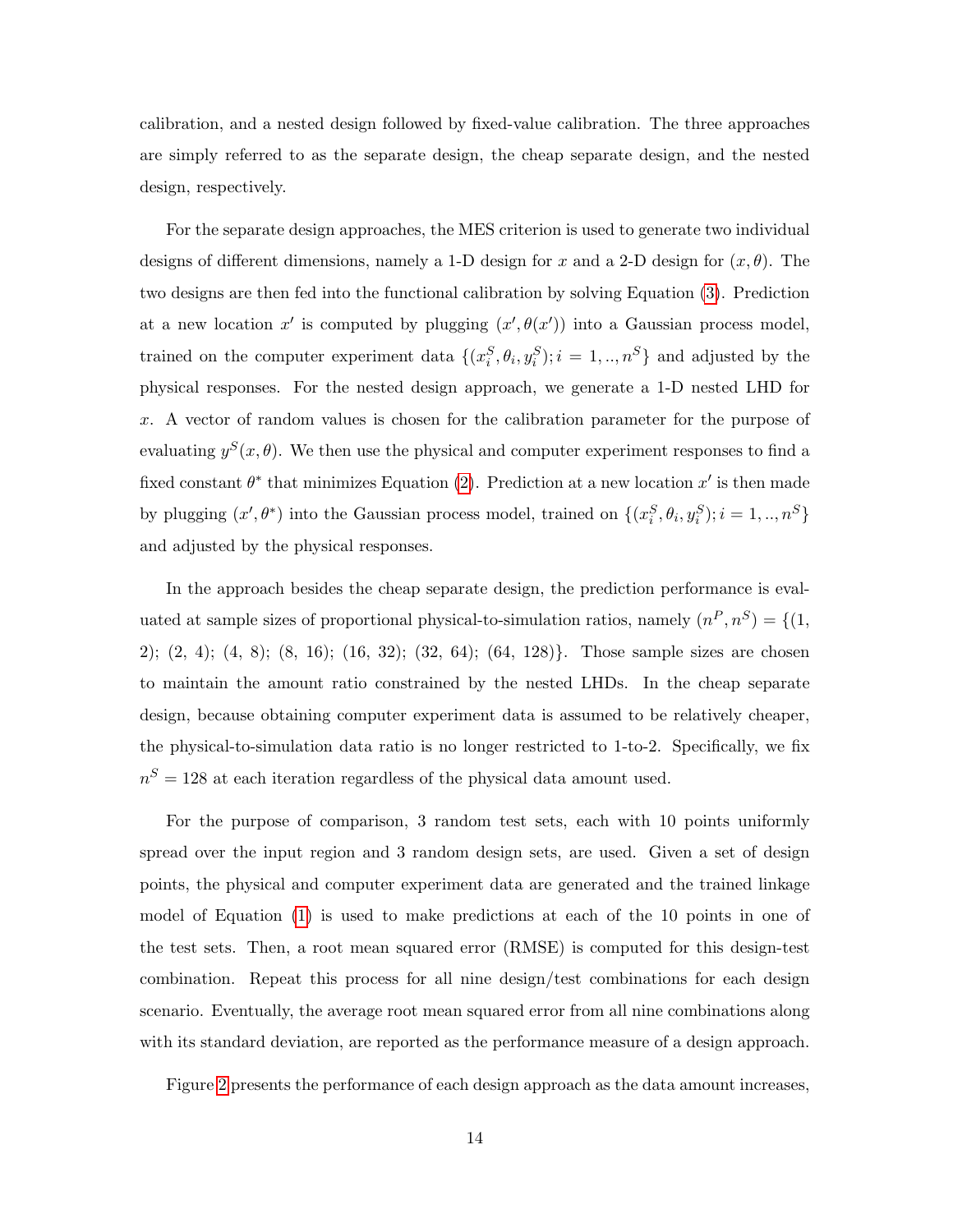calibration, and a nested design followed by fixed-value calibration. The three approaches are simply referred to as the separate design, the cheap separate design, and the nested design, respectively.

For the separate design approaches, the MES criterion is used to generate two individual designs of different dimensions, namely a 1-D design for $x$ and a 2-D design for $(x, \theta)$. The two designs are then fed into the functional calibration by solving Equation (3). Prediction at a new location $x'$ is computed by plugging $(x', \theta(x'))$ into a Gaussian process model, trained on the computer experiment data $\{(x_i^S, \theta_i, y_i^S); i = 1, .., n^S\}$ and adjusted by the physical responses. For the nested design approach, we generate a 1-D nested LHD for $x$. A vector of random values is chosen for the calibration parameter for the purpose of evaluating $y^S(x, \theta)$. We then use the physical and computer experiment responses to find a fixed constant $\theta^*$ that minimizes Equation (2). Prediction at a new location $x'$ is then made by plugging $(x', \theta^*)$ into the Gaussian process model, trained on $\{(x_i^S, \theta_i, y_i^S); i = 1, .., n^S\}$ and adjusted by the physical responses.

In the approach besides the cheap separate design, the prediction performance is evaluated at sample sizes of proportional physical-to-simulation ratios, namely $(n^P, n^S) = \{(1, 2); (2, 4); (4, 8); (8, 16); (16, 32); (32, 64); (64, 128)\}$. Those sample sizes are chosen to maintain the amount ratio constrained by the nested LHDs. In the cheap separate design, because obtaining computer experiment data is assumed to be relatively cheaper, the physical-to-simulation data ratio is no longer restricted to 1-to-2. Specifically, we fix $n^S = 128$ at each iteration regardless of the physical data amount used.

For the purpose of comparison, 3 random test sets, each with 10 points uniformly spread over the input region and 3 random design sets, are used. Given a set of design points, the physical and computer experiment data are generated and the trained linkage model of Equation (1) is used to make predictions at each of the 10 points in one of the test sets. Then, a root mean squared error (RMSE) is computed for this design-test combination. Repeat this process for all nine design/test combinations for each design scenario. Eventually, the average root mean squared error from all nine combinations along with its standard deviation, are reported as the performance measure of a design approach.

Figure 2 presents the performance of each design approach as the data amount increases,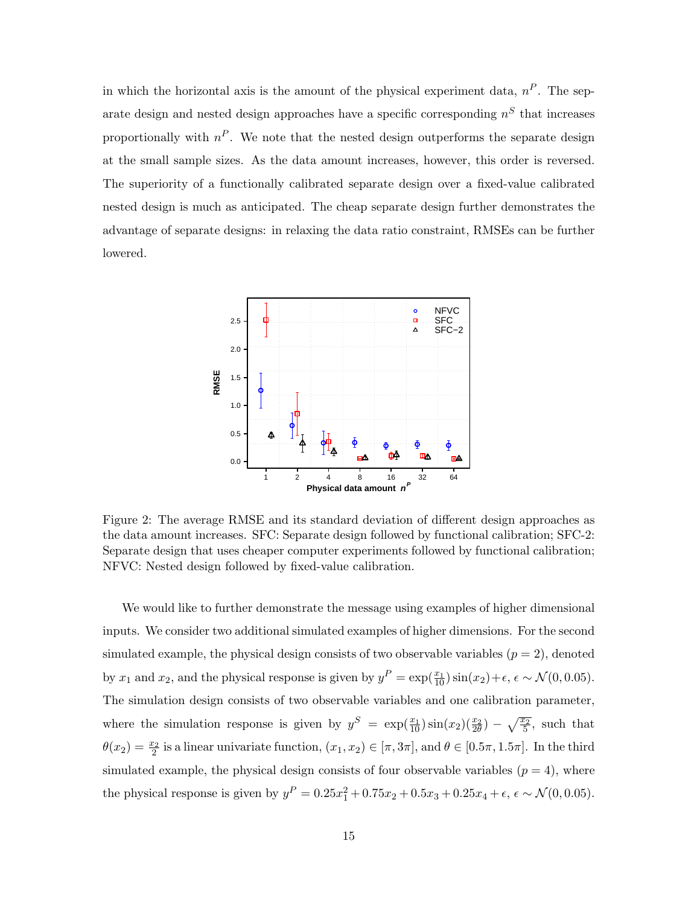in which the horizontal axis is the amount of the physical experiment data, $n^P$. The separate design and nested design approaches have a specific corresponding $n^S$ that increases proportionally with $n^P$. We note that the nested design outperforms the separate design at the small sample sizes. As the data amount increases, however, this order is reversed. The superiority of a functionally calibrated separate design over a fixed-value calibrated nested design is much as anticipated. The cheap separate design further demonstrates the advantage of separate designs: in relaxing the data ratio constraint, RMSEs can be further lowered.

Figure 2: The average RMSE and its standard deviation of different design approaches as the data amount increases. SFC: Separate design followed by functional calibration; SFC-2: Separate design that uses cheaper computer experiments followed by functional calibration; NFVC: Nested design followed by fixed-value calibration.

We would like to further demonstrate the message using examples of higher dimensional inputs. We consider two additional simulated examples of higher dimensions. For the second simulated example, the physical design consists of two observable variables ($p = 2$), denoted by $x_1$ and $x_2$, and the physical response is given by $y^P = \exp(\frac{x_1}{10})\sin(x_2)+\epsilon$, $\epsilon \sim \mathcal{N}(0, 0.05)$. The simulation design consists of two observable variables and one calibration parameter, where the simulation response is given by $y^S = \exp(\frac{x_1}{10})\sin(x_2)(\frac{x_2}{2\theta}) - \sqrt{\frac{x_2}{5}}$, such that $\theta(x_2) = \frac{x_2}{2}$ is a linear univariate function, $(x_1, x_2) \in [\pi, 3\pi]$, and $\theta \in [0.5\pi, 1.5\pi]$. In the third simulated example, the physical design consists of four observable variables ($p = 4$), where the physical response is given by $y^P = 0.25x_1^2 + 0.75x_2 + 0.5x_3 + 0.25x_4 + \epsilon$, $\epsilon \sim \mathcal{N}(0, 0.05)$.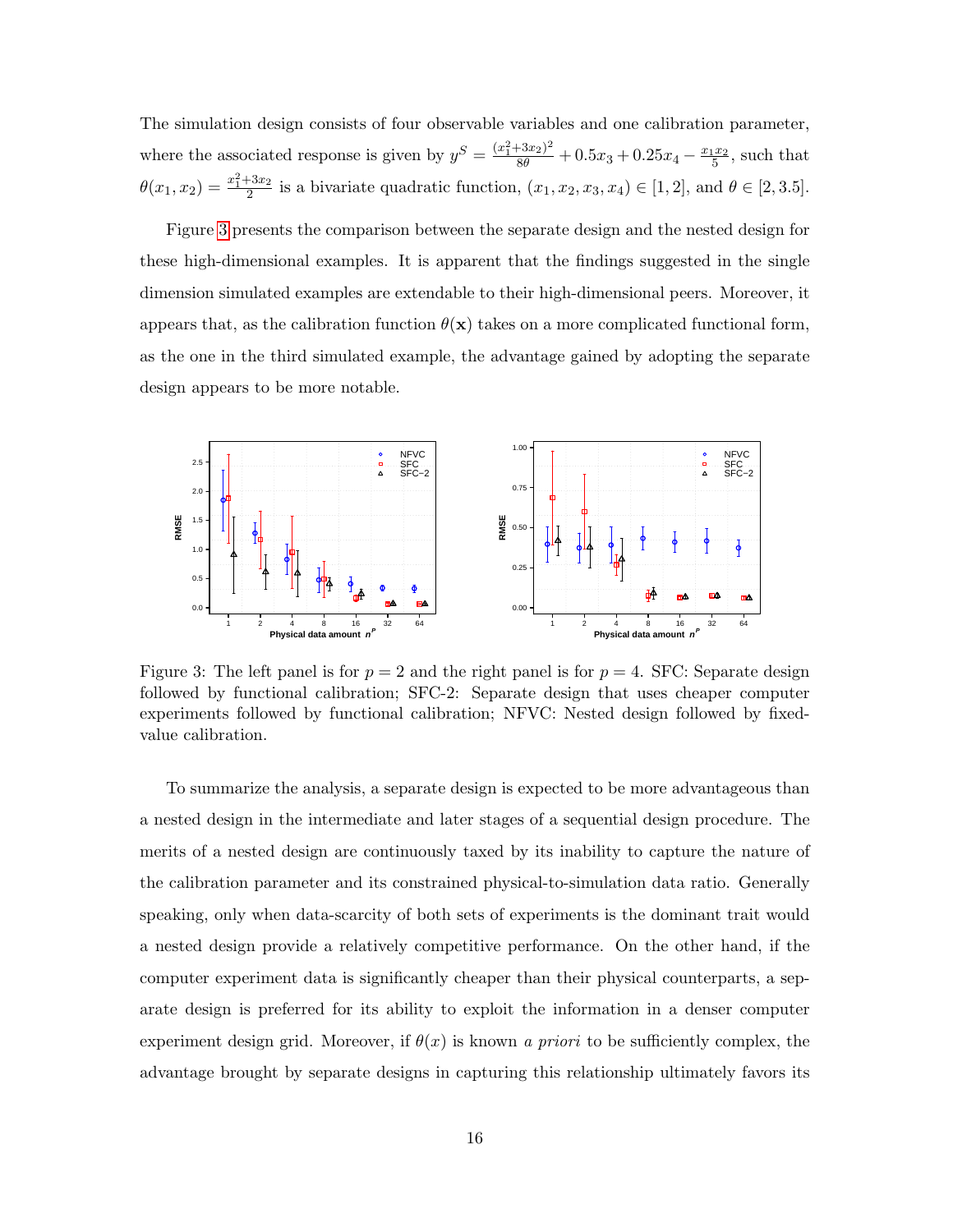The simulation design consists of four observable variables and one calibration parameter, where the associated response is given by $y^S = \frac{(x_1^2+3x_2)^2}{8\theta} + 0.5x_3 + 0.25x_4 - \frac{x_1 x_2}{5}$, such that $\theta(x_1, x_2) = \frac{x_1^2+3x_2}{2}$ is a bivariate quadratic function, $(x_1, x_2, x_3, x_4) \in [1, 2]$, and $\theta \in [2, 3.5]$.

Figure 3 presents the comparison between the separate design and the nested design for these high-dimensional examples. It is apparent that the findings suggested in the single dimension simulated examples are extendable to their high-dimensional peers. Moreover, it appears that, as the calibration function $\theta(\mathbf{x})$ takes on a more complicated functional form, as the one in the third simulated example, the advantage gained by adopting the separate design appears to be more notable.

Figure 3: The left panel is for $p = 2$ and the right panel is for $p = 4$. SFC: Separate design followed by functional calibration; SFC-2: Separate design that uses cheaper computer experiments followed by functional calibration; NFVC: Nested design followed by fixed-value calibration.

To summarize the analysis, a separate design is expected to be more advantageous than a nested design in the intermediate and later stages of a sequential design procedure. The merits of a nested design are continuously taxed by its inability to capture the nature of the calibration parameter and its constrained physical-to-simulation data ratio. Generally speaking, only when data-scarcity of both sets of experiments is the dominant trait would a nested design provide a relatively competitive performance. On the other hand, if the computer experiment data is significantly cheaper than their physical counterparts, a separate design is preferred for its ability to exploit the information in a denser computer experiment design grid. Moreover, if $\theta(x)$ is known *a priori* to be sufficiently complex, the advantage brought by separate designs in capturing this relationship ultimately favors its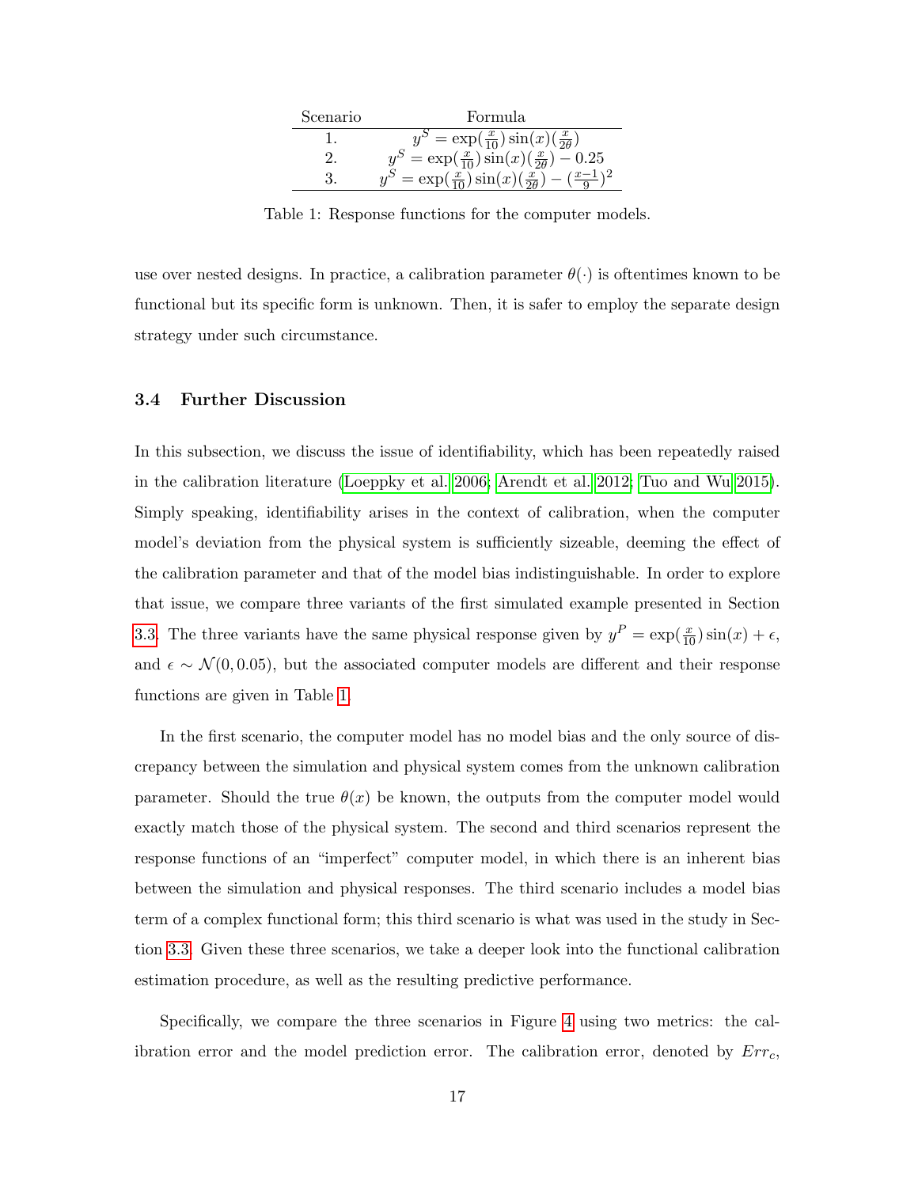| Scenario | Formula |
| --- | --- |
| 1. | $y^S = \exp(\frac{x}{10})\sin(x)(\frac{x}{2\theta})$ |
| 2. | $y^S = \exp(\frac{x}{10})\sin(x)(\frac{x}{2\theta}) - 0.25$ |
| 3. | $y^S = \exp(\frac{x}{10})\sin(x)(\frac{x}{2\theta}) - (\frac{x-1}{9})^2$ |

Table 1: Response functions for the computer models.

use over nested designs. In practice, a calibration parameter $\theta(\cdot)$ is oftentimes known to be functional but its specific form is unknown. Then, it is safer to employ the separate design strategy under such circumstance.

### 3.4 Further Discussion

In this subsection, we discuss the issue of identifiability, which has been repeatedly raised in the calibration literature (Loeppky et al. 2006; Arendt et al. 2012; Tuo and Wu 2015). Simply speaking, identifiability arises in the context of calibration, when the computer model's deviation from the physical system is sufficiently sizeable, deeming the effect of the calibration parameter and that of the model bias indistinguishable. In order to explore that issue, we compare three variants of the first simulated example presented in Section 3.3. The three variants have the same physical response given by $y^P = \exp(\frac{x}{10})\sin(x) + \epsilon$, and $\epsilon \sim \mathcal{N}(0, 0.05)$, but the associated computer models are different and their response functions are given in Table 1.

In the first scenario, the computer model has no model bias and the only source of discrepancy between the simulation and physical system comes from the unknown calibration parameter. Should the true $\theta(x)$ be known, the outputs from the computer model would exactly match those of the physical system. The second and third scenarios represent the response functions of an "imperfect" computer model, in which there is an inherent bias between the simulation and physical responses. The third scenario includes a model bias term of a complex functional form; this third scenario is what was used in the study in Section 3.3. Given these three scenarios, we take a deeper look into the functional calibration estimation procedure, as well as the resulting predictive performance.

Specifically, we compare the three scenarios in Figure 4 using two metrics: the calibration error and the model prediction error. The calibration error, denoted by $Err_c$,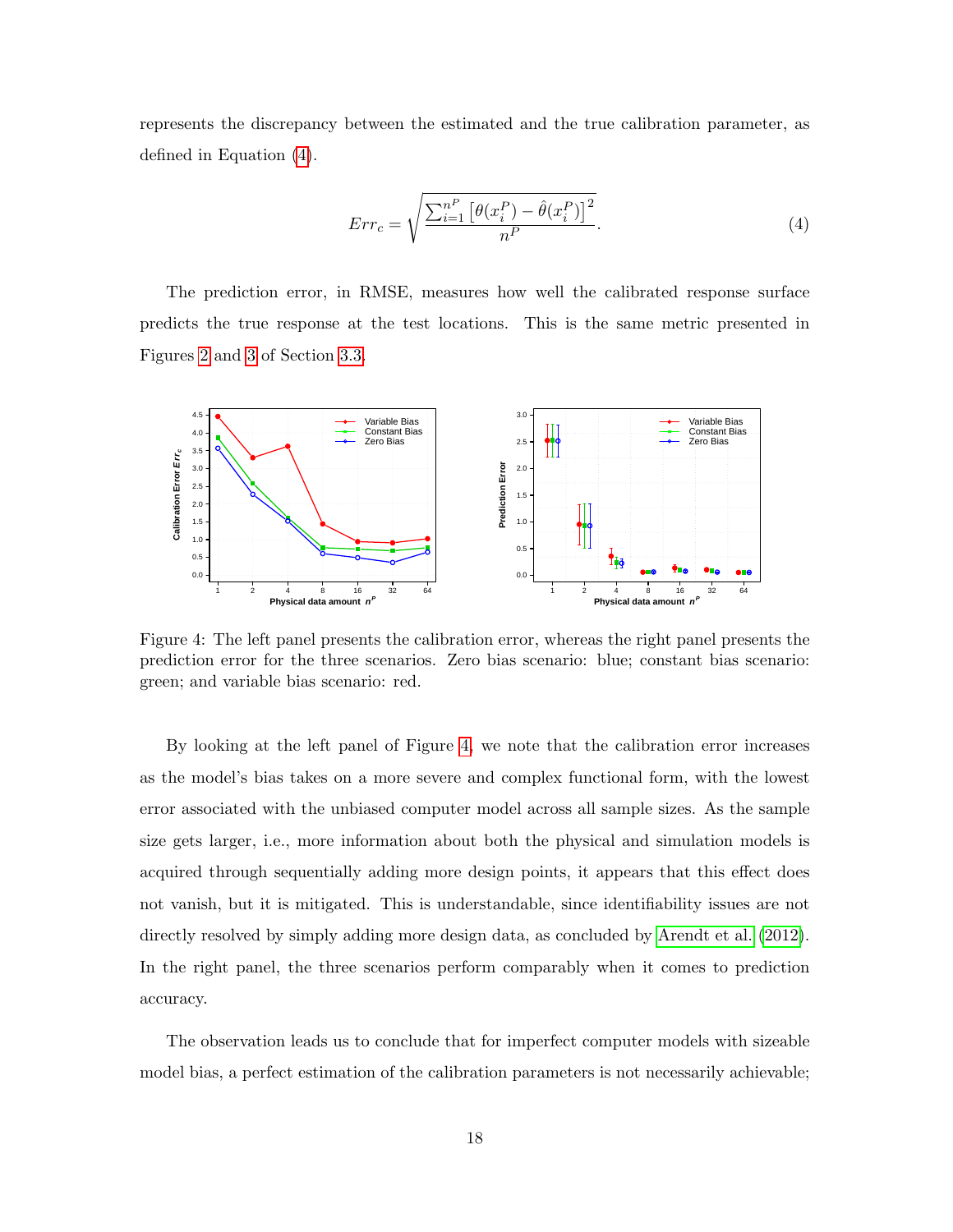represents the discrepancy between the estimated and the true calibration parameter, as defined in Equation (4).

$$Err_c = \sqrt{\frac{\sum_{i=1}^{n^P} \left[\theta(x_i^P) - \hat{\theta}(x_i^P)\right]^2}{n^P}}. \tag{4}$$

The prediction error, in RMSE, measures how well the calibrated response surface predicts the true response at the test locations. This is the same metric presented in Figures 2 and 3 of Section 3.3.

Figure 4: The left panel presents the calibration error, whereas the right panel presents the prediction error for the three scenarios. Zero bias scenario: blue; constant bias scenario: green; and variable bias scenario: red.

By looking at the left panel of Figure 4, we note that the calibration error increases as the model's bias takes on a more severe and complex functional form, with the lowest error associated with the unbiased computer model across all sample sizes. As the sample size gets larger, i.e., more information about both the physical and simulation models is acquired through sequentially adding more design points, it appears that this effect does not vanish, but it is mitigated. This is understandable, since identifiability issues are not directly resolved by simply adding more design data, as concluded by Arendt et al. (2012). In the right panel, the three scenarios perform comparably when it comes to prediction accuracy.

The observation leads us to conclude that for imperfect computer models with sizeable model bias, a perfect estimation of the calibration parameters is not necessarily achievable;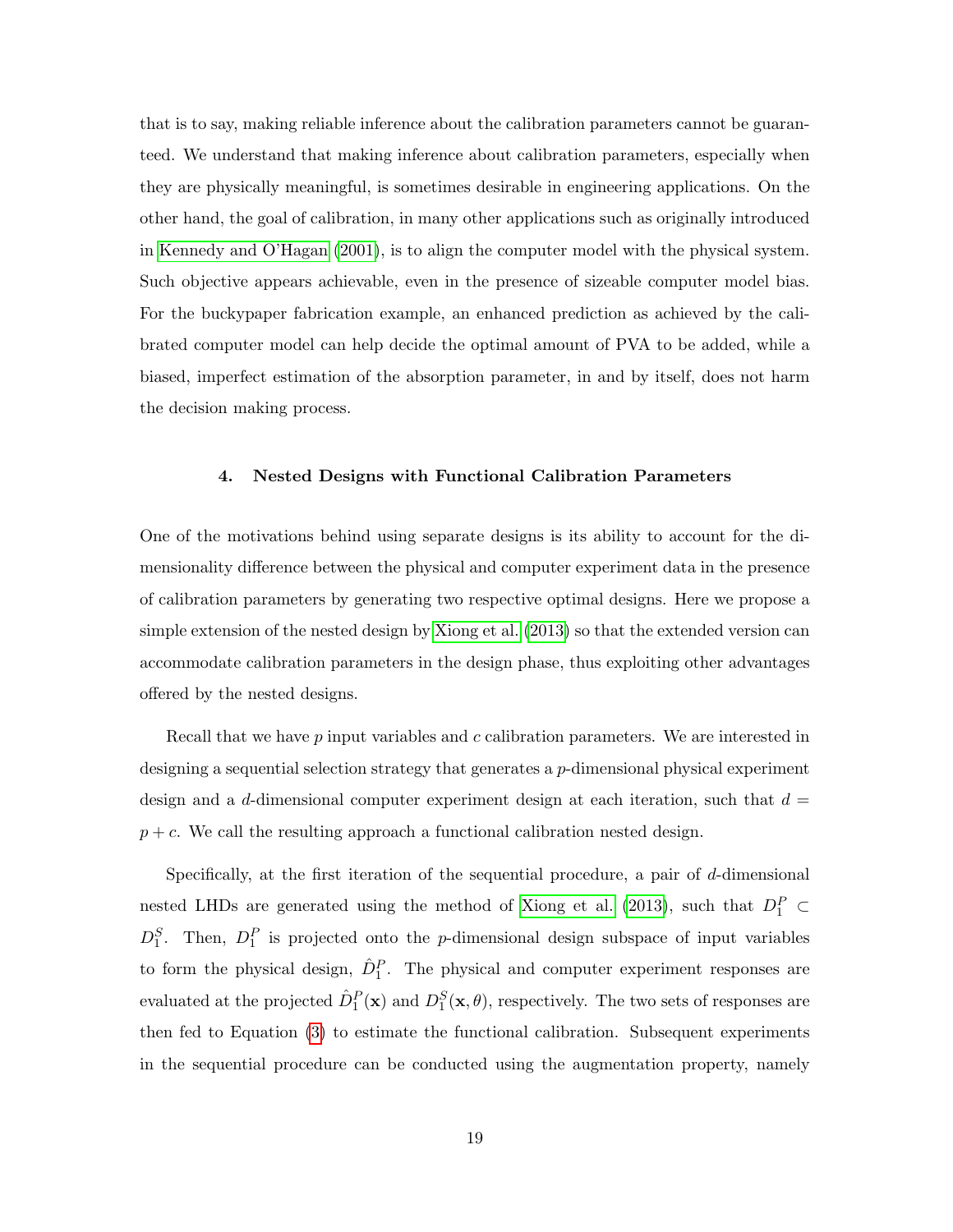that is to say, making reliable inference about the calibration parameters cannot be guaranteed. We understand that making inference about calibration parameters, especially when they are physically meaningful, is sometimes desirable in engineering applications. On the other hand, the goal of calibration, in many other applications such as originally introduced in Kennedy and O'Hagan (2001), is to align the computer model with the physical system. Such objective appears achievable, even in the presence of sizeable computer model bias. For the buckypaper fabrication example, an enhanced prediction as achieved by the calibrated computer model can help decide the optimal amount of PVA to be added, while a biased, imperfect estimation of the absorption parameter, in and by itself, does not harm the decision making process.

## 4. Nested Designs with Functional Calibration Parameters

One of the motivations behind using separate designs is its ability to account for the dimensionality difference between the physical and computer experiment data in the presence of calibration parameters by generating two respective optimal designs. Here we propose a simple extension of the nested design by Xiong et al. (2013) so that the extended version can accommodate calibration parameters in the design phase, thus exploiting other advantages offered by the nested designs.

Recall that we have $p$ input variables and $c$ calibration parameters. We are interested in designing a sequential selection strategy that generates a $p$-dimensional physical experiment design and a $d$-dimensional computer experiment design at each iteration, such that $d = p + c$. We call the resulting approach a functional calibration nested design.

Specifically, at the first iteration of the sequential procedure, a pair of $d$-dimensional nested LHDs are generated using the method of Xiong et al. (2013), such that $D_1^P \subset D_1^S$. Then, $D_1^P$ is projected onto the $p$-dimensional design subspace of input variables to form the physical design, $\hat{D}_1^P$. The physical and computer experiment responses are evaluated at the projected $\hat{D}_1^P(\mathbf{x})$ and $D_1^S(\mathbf{x}, \theta)$, respectively. The two sets of responses are then fed to Equation (3) to estimate the functional calibration. Subsequent experiments in the sequential procedure can be conducted using the augmentation property, namely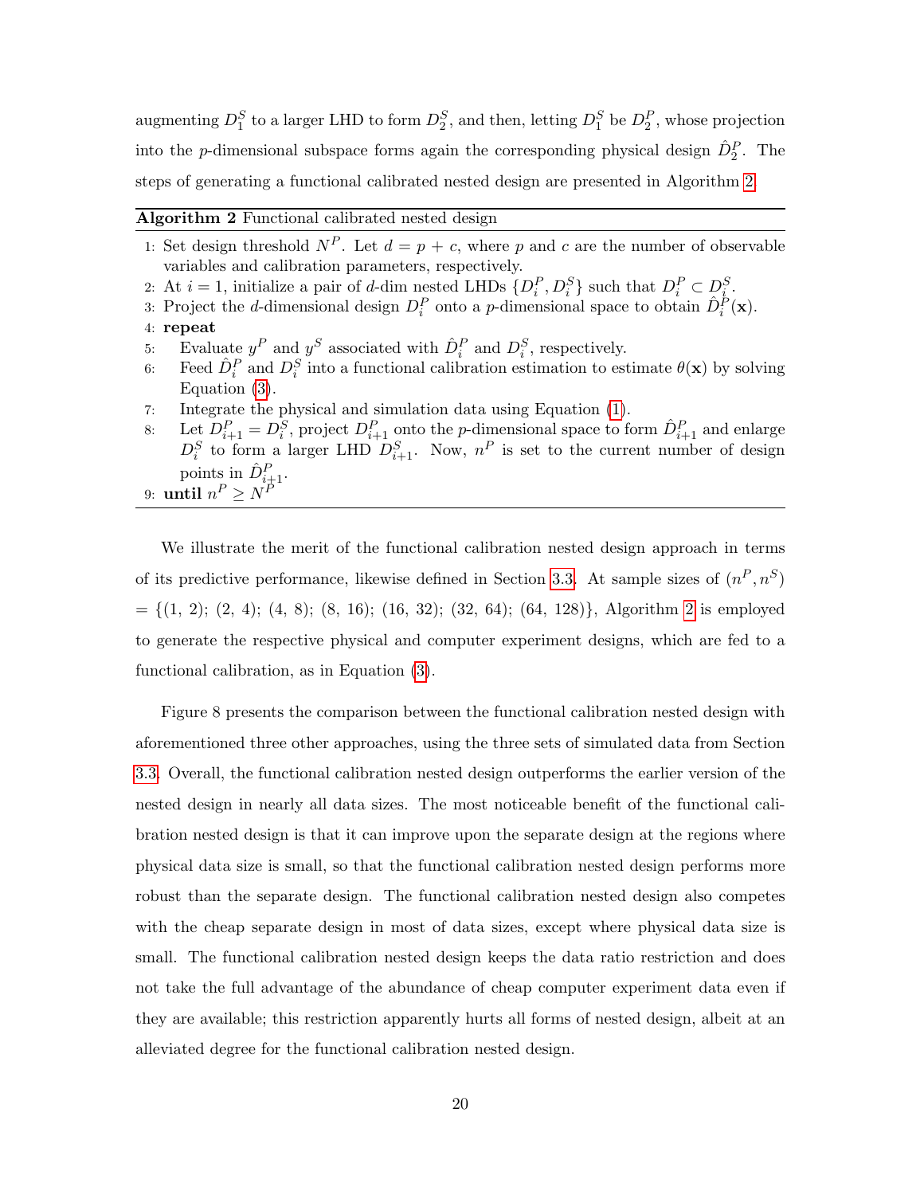augmenting $D_1^S$ to a larger LHD to form $D_2^S$, and then, letting $D_1^S$ be $D_2^P$, whose projection into the $p$-dimensional subspace forms again the corresponding physical design $\hat{D}_2^P$. The steps of generating a functional calibrated nested design are presented in Algorithm 2.

---

**Algorithm 2** Functional calibrated nested design

---

1: Set design threshold $N^P$. Let $d = p + c$, where $p$ and $c$ are the number of observable variables and calibration parameters, respectively.
2: At $i = 1$, initialize a pair of $d$-dim nested LHDs $\{D_i^P, D_i^S\}$ such that $D_i^P \subset D_i^S$.
3: Project the $d$-dimensional design $D_i^P$ onto a $p$-dimensional space to obtain $\hat{D}_i^P(\mathbf{x})$.
4: **repeat**
5: Evaluate $y^P$ and $y^S$ associated with $\hat{D}_i^P$ and $D_i^S$, respectively.
6: Feed $\hat{D}_i^P$ and $D_i^S$ into a functional calibration estimation to estimate $\theta(\mathbf{x})$ by solving Equation (3).
7: Integrate the physical and simulation data using Equation (1).
8: Let $D_{i+1}^P = D_i^S$, project $D_{i+1}^P$ onto the $p$-dimensional space to form $\hat{D}_{i+1}^P$ and enlarge $D_i^S$ to form a larger LHD $D_{i+1}^S$. Now, $n^P$ is set to the current number of design points in $\hat{D}_{i+1}^P$.
9: **until** $n^P \geq N^P$

---

We illustrate the merit of the functional calibration nested design approach in terms of its predictive performance, likewise defined in Section 3.3. At sample sizes of $(n^P, n^S)$ = {(1, 2); (2, 4); (4, 8); (8, 16); (16, 32); (32, 64); (64, 128)}, Algorithm 2 is employed to generate the respective physical and computer experiment designs, which are fed to a functional calibration, as in Equation (3).

Figure 8 presents the comparison between the functional calibration nested design with aforementioned three other approaches, using the three sets of simulated data from Section 3.3. Overall, the functional calibration nested design outperforms the earlier version of the nested design in nearly all data sizes. The most noticeable benefit of the functional calibration nested design is that it can improve upon the separate design at the regions where physical data size is small, so that the functional calibration nested design performs more robust than the separate design. The functional calibration nested design also competes with the cheap separate design in most of data sizes, except where physical data size is small. The functional calibration nested design keeps the data ratio restriction and does not take the full advantage of the abundance of cheap computer experiment data even if they are available; this restriction apparently hurts all forms of nested design, albeit at an alleviated degree for the functional calibration nested design.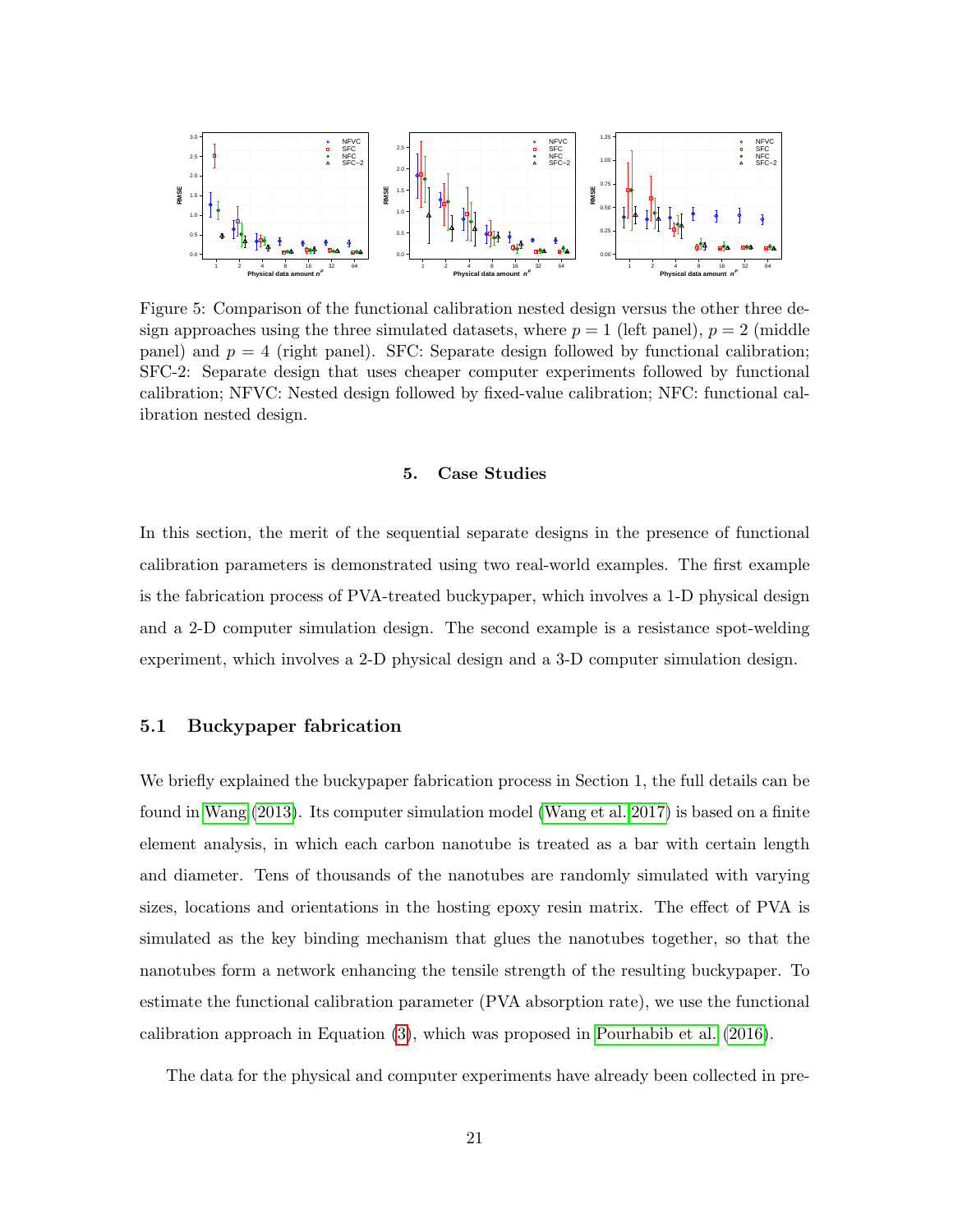Figure 5: Comparison of the functional calibration nested design versus the other three design approaches using the three simulated datasets, where $p = 1$ (left panel), $p = 2$ (middle panel) and $p = 4$ (right panel). SFC: Separate design followed by functional calibration; SFC-2: Separate design that uses cheaper computer experiments followed by functional calibration; NFVC: Nested design followed by fixed-value calibration; NFC: functional calibration nested design.

## 5. Case Studies

In this section, the merit of the sequential separate designs in the presence of functional calibration parameters is demonstrated using two real-world examples. The first example is the fabrication process of PVA-treated buckypaper, which involves a 1-D physical design and a 2-D computer simulation design. The second example is a resistance spot-welding experiment, which involves a 2-D physical design and a 3-D computer simulation design.

### 5.1 Buckypaper fabrication

We briefly explained the buckypaper fabrication process in Section 1, the full details can be found in Wang (2013). Its computer simulation model (Wang et al. 2017) is based on a finite element analysis, in which each carbon nanotube is treated as a bar with certain length and diameter. Tens of thousands of the nanotubes are randomly simulated with varying sizes, locations and orientations in the hosting epoxy resin matrix. The effect of PVA is simulated as the key binding mechanism that glues the nanotubes together, so that the nanotubes form a network enhancing the tensile strength of the resulting buckypaper. To estimate the functional calibration parameter (PVA absorption rate), we use the functional calibration approach in Equation (3), which was proposed in Pourhabib et al. (2016).

The data for the physical and computer experiments have already been collected in pre-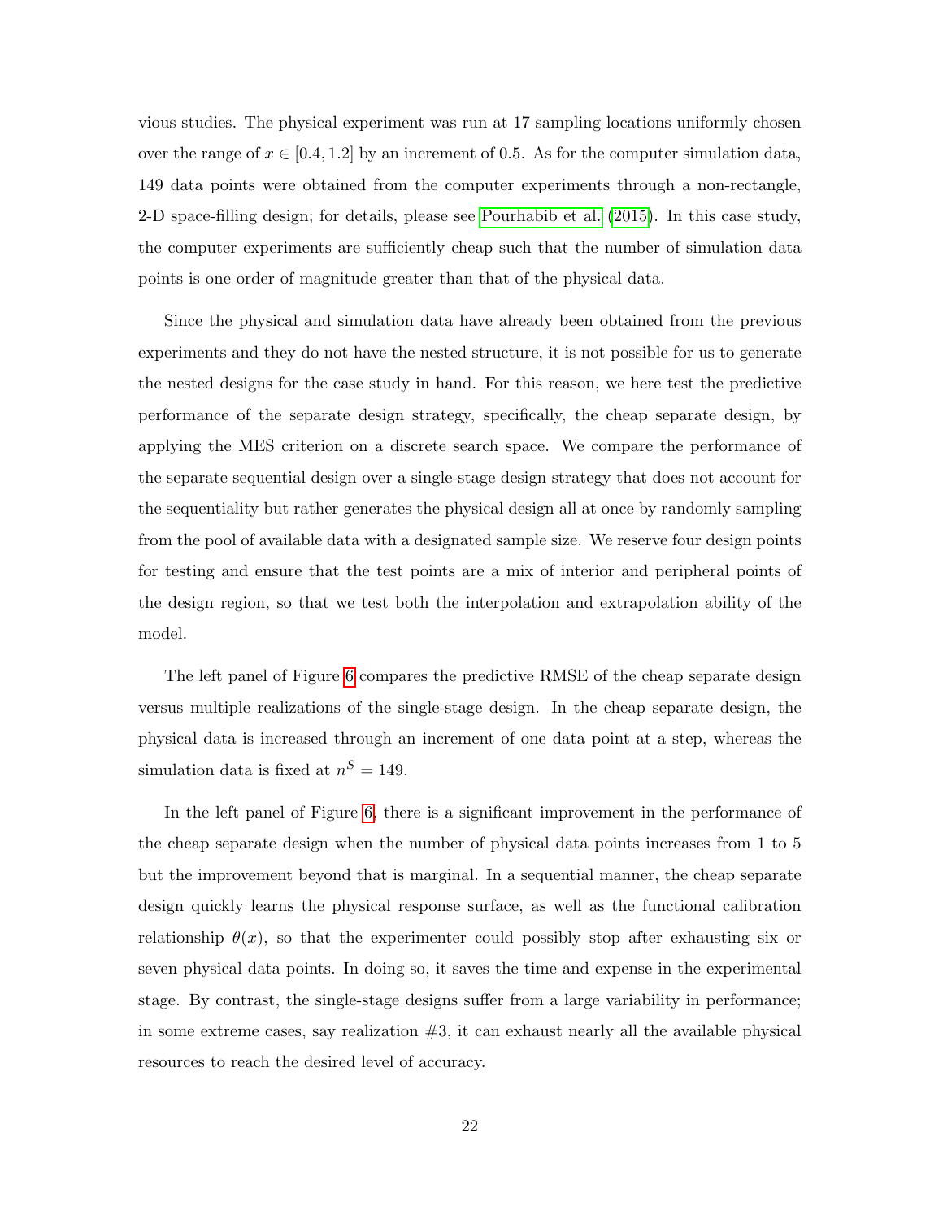vious studies. The physical experiment was run at 17 sampling locations uniformly chosen over the range of $x \in [0.4, 1.2]$ by an increment of 0.5. As for the computer simulation data, 149 data points were obtained from the computer experiments through a non-rectangle, 2-D space-filling design; for details, please see Pourhabib et al. (2015). In this case study, the computer experiments are sufficiently cheap such that the number of simulation data points is one order of magnitude greater than that of the physical data.

Since the physical and simulation data have already been obtained from the previous experiments and they do not have the nested structure, it is not possible for us to generate the nested designs for the case study in hand. For this reason, we here test the predictive performance of the separate design strategy, specifically, the cheap separate design, by applying the MES criterion on a discrete search space. We compare the performance of the separate sequential design over a single-stage design strategy that does not account for the sequentiality but rather generates the physical design all at once by randomly sampling from the pool of available data with a designated sample size. We reserve four design points for testing and ensure that the test points are a mix of interior and peripheral points of the design region, so that we test both the interpolation and extrapolation ability of the model.

The left panel of Figure 6 compares the predictive RMSE of the cheap separate design versus multiple realizations of the single-stage design. In the cheap separate design, the physical data is increased through an increment of one data point at a step, whereas the simulation data is fixed at $n^S = 149$.

In the left panel of Figure 6, there is a significant improvement in the performance of the cheap separate design when the number of physical data points increases from 1 to 5 but the improvement beyond that is marginal. In a sequential manner, the cheap separate design quickly learns the physical response surface, as well as the functional calibration relationship $\theta(x)$, so that the experimenter could possibly stop after exhausting six or seven physical data points. In doing so, it saves the time and expense in the experimental stage. By contrast, the single-stage designs suffer from a large variability in performance; in some extreme cases, say realization #3, it can exhaust nearly all the available physical resources to reach the desired level of accuracy.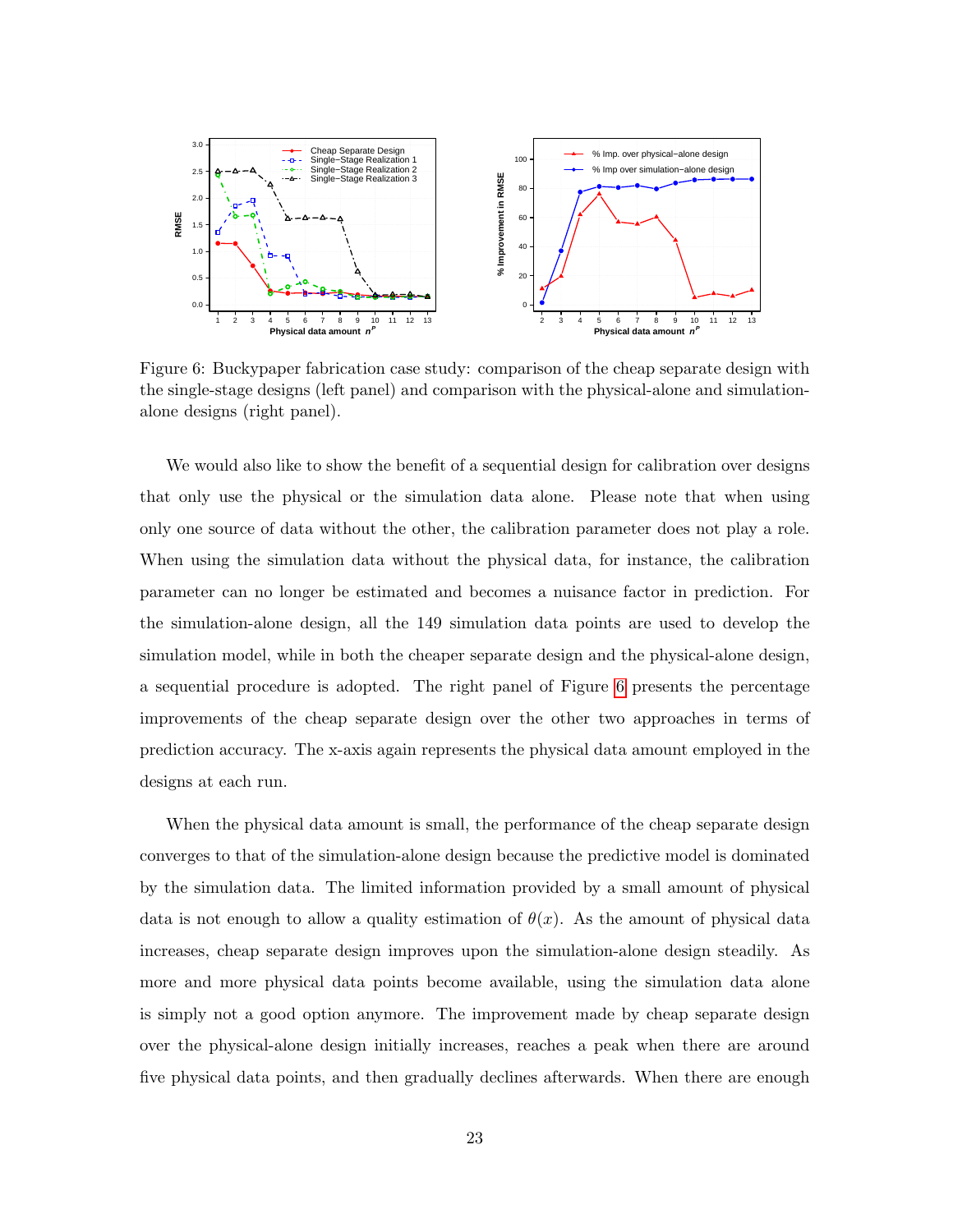Figure 6: Buckypaper fabrication case study: comparison of the cheap separate design with the single-stage designs (left panel) and comparison with the physical-alone and simulation-alone designs (right panel).

We would also like to show the benefit of a sequential design for calibration over designs that only use the physical or the simulation data alone. Please note that when using only one source of data without the other, the calibration parameter does not play a role. When using the simulation data without the physical data, for instance, the calibration parameter can no longer be estimated and becomes a nuisance factor in prediction. For the simulation-alone design, all the 149 simulation data points are used to develop the simulation model, while in both the cheaper separate design and the physical-alone design, a sequential procedure is adopted. The right panel of Figure 6 presents the percentage improvements of the cheap separate design over the other two approaches in terms of prediction accuracy. The x-axis again represents the physical data amount employed in the designs at each run.

When the physical data amount is small, the performance of the cheap separate design converges to that of the simulation-alone design because the predictive model is dominated by the simulation data. The limited information provided by a small amount of physical data is not enough to allow a quality estimation of $\theta(x)$. As the amount of physical data increases, cheap separate design improves upon the simulation-alone design steadily. As more and more physical data points become available, using the simulation data alone is simply not a good option anymore. The improvement made by cheap separate design over the physical-alone design initially increases, reaches a peak when there are around five physical data points, and then gradually declines afterwards. When there are enough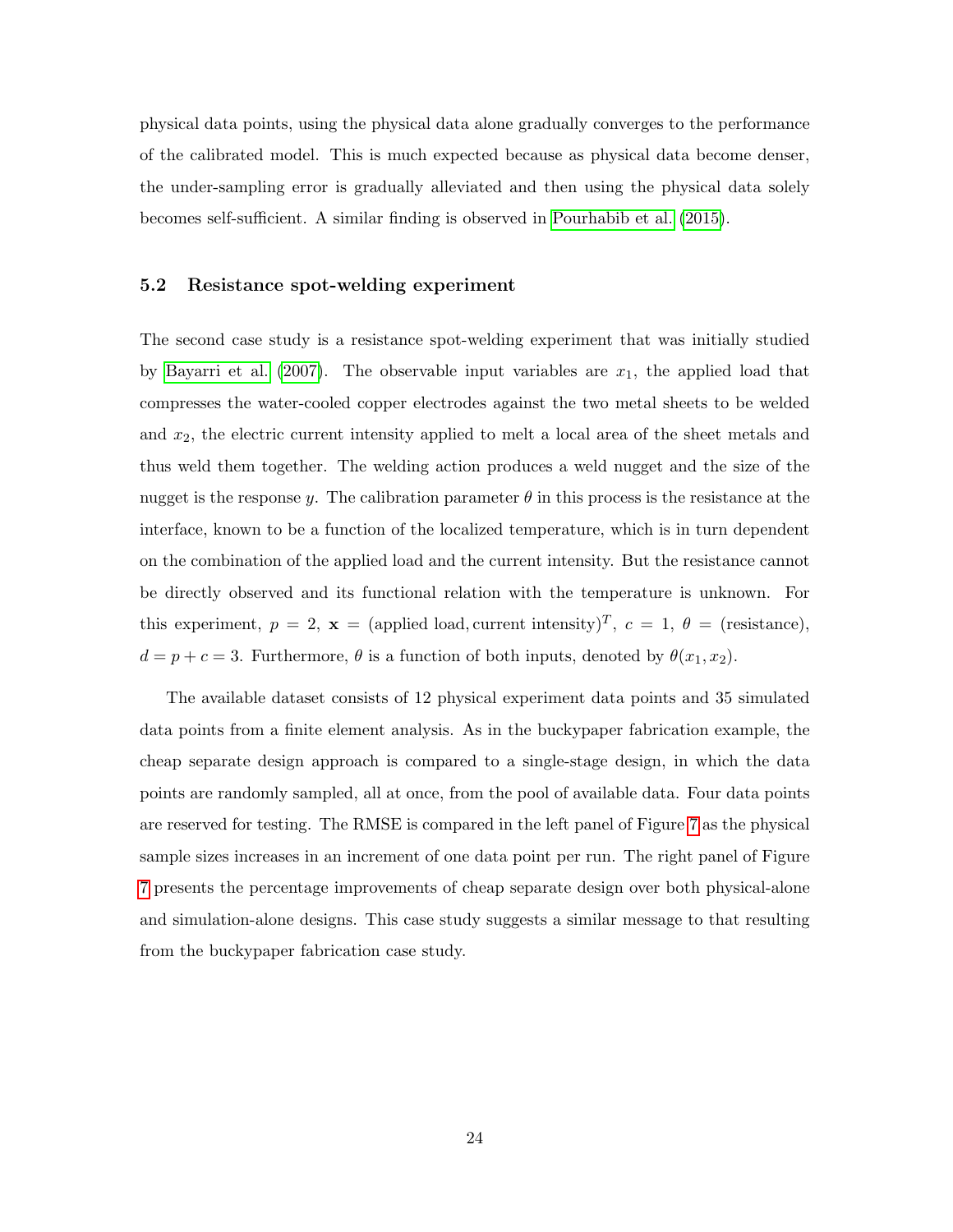physical data points, using the physical data alone gradually converges to the performance of the calibrated model. This is much expected because as physical data become denser, the under-sampling error is gradually alleviated and then using the physical data solely becomes self-sufficient. A similar finding is observed in Pourhabib et al. (2015).

### 5.2 Resistance spot-welding experiment

The second case study is a resistance spot-welding experiment that was initially studied by Bayarri et al. (2007). The observable input variables are $x_1$, the applied load that compresses the water-cooled copper electrodes against the two metal sheets to be welded and $x_2$, the electric current intensity applied to melt a local area of the sheet metals and thus weld them together. The welding action produces a weld nugget and the size of the nugget is the response $y$. The calibration parameter $\theta$ in this process is the resistance at the interface, known to be a function of the localized temperature, which is in turn dependent on the combination of the applied load and the current intensity. But the resistance cannot be directly observed and its functional relation with the temperature is unknown. For this experiment, $p = 2$, $\mathbf{x} = (\text{applied load}, \text{current intensity})^T$, $c = 1$, $\theta = (\text{resistance})$, $d = p + c = 3$. Furthermore, $\theta$ is a function of both inputs, denoted by $\theta(x_1, x_2)$.

The available dataset consists of 12 physical experiment data points and 35 simulated data points from a finite element analysis. As in the buckypaper fabrication example, the cheap separate design approach is compared to a single-stage design, in which the data points are randomly sampled, all at once, from the pool of available data. Four data points are reserved for testing. The RMSE is compared in the left panel of Figure 7 as the physical sample sizes increases in an increment of one data point per run. The right panel of Figure 7 presents the percentage improvements of cheap separate design over both physical-alone and simulation-alone designs. This case study suggests a similar message to that resulting from the buckypaper fabrication case study.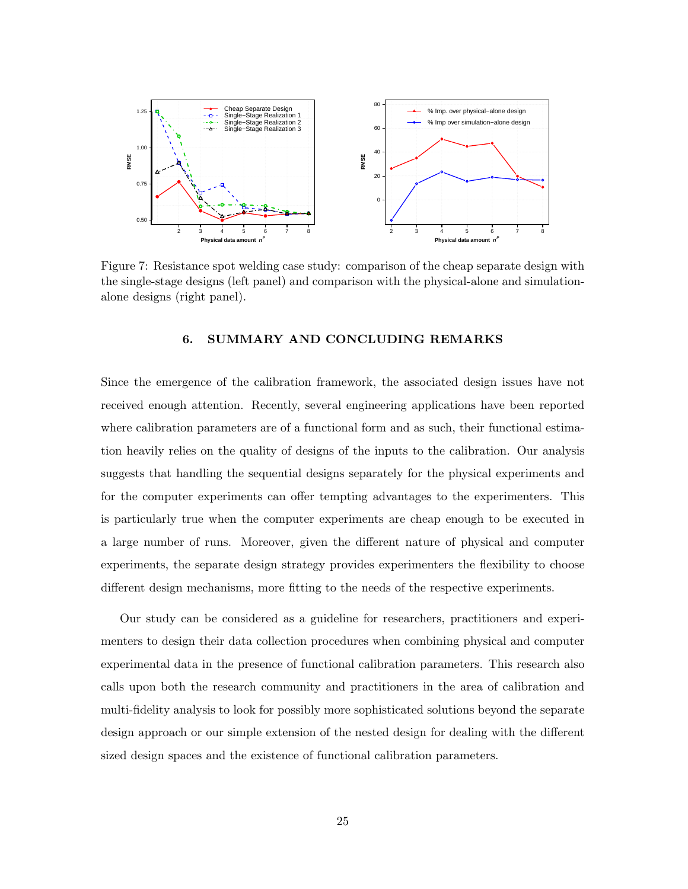Figure 7: Resistance spot welding case study: comparison of the cheap separate design with the single-stage designs (left panel) and comparison with the physical-alone and simulation-alone designs (right panel).

## 6. SUMMARY AND CONCLUDING REMARKS

Since the emergence of the calibration framework, the associated design issues have not received enough attention. Recently, several engineering applications have been reported where calibration parameters are of a functional form and as such, their functional estimation heavily relies on the quality of designs of the inputs to the calibration. Our analysis suggests that handling the sequential designs separately for the physical experiments and for the computer experiments can offer tempting advantages to the experimenters. This is particularly true when the computer experiments are cheap enough to be executed in a large number of runs. Moreover, given the different nature of physical and computer experiments, the separate design strategy provides experimenters the flexibility to choose different design mechanisms, more fitting to the needs of the respective experiments.

Our study can be considered as a guideline for researchers, practitioners and experimenters to design their data collection procedures when combining physical and computer experimental data in the presence of functional calibration parameters. This research also calls upon both the research community and practitioners in the area of calibration and multi-fidelity analysis to look for possibly more sophisticated solutions beyond the separate design approach or our simple extension of the nested design for dealing with the different sized design spaces and the existence of functional calibration parameters.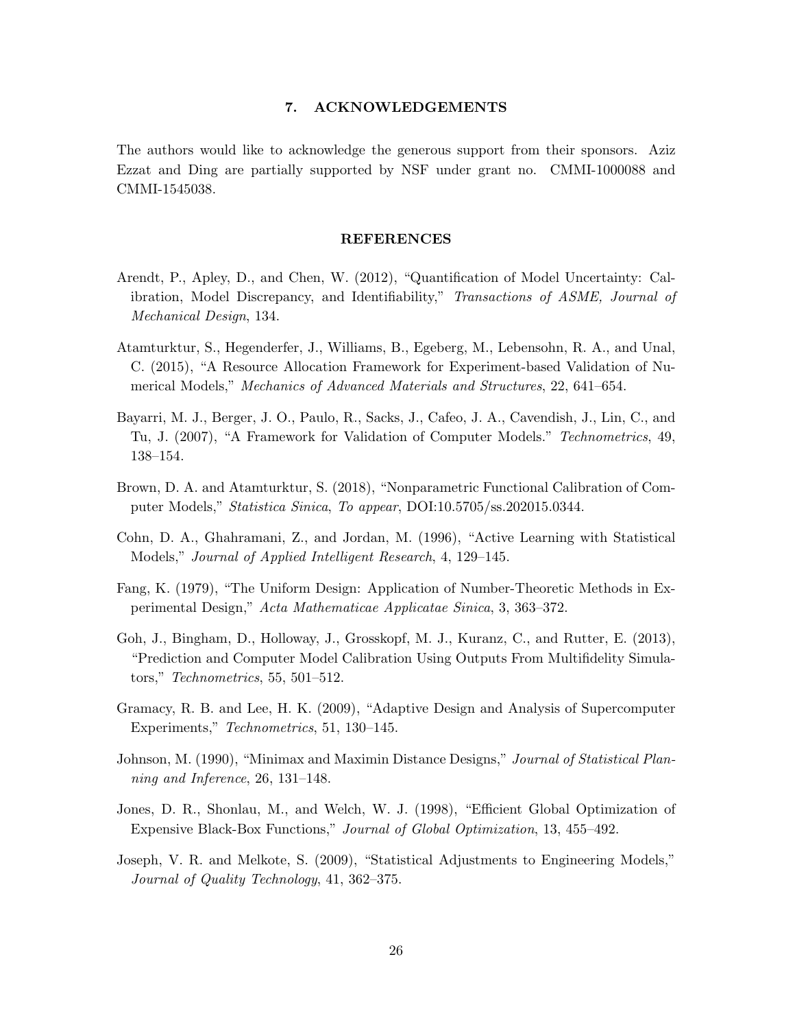## 7. ACKNOWLEDGEMENTS

The authors would like to acknowledge the generous support from their sponsors. Aziz Ezzat and Ding are partially supported by NSF under grant no. CMMI-1000088 and CMMI-1545038.

## REFERENCES

Arendt, P., Apley, D., and Chen, W. (2012), "Quantification of Model Uncertainty: Calibration, Model Discrepancy, and Identifiability," *Transactions of ASME, Journal of Mechanical Design*, 134.

Atamturktur, S., Hegenderfer, J., Williams, B., Egeberg, M., Lebensohn, R. A., and Unal, C. (2015), "A Resource Allocation Framework for Experiment-based Validation of Numerical Models," *Mechanics of Advanced Materials and Structures*, 22, 641–654.

Bayarri, M. J., Berger, J. O., Paulo, R., Sacks, J., Cafeo, J. A., Cavendish, J., Lin, C., and Tu, J. (2007), "A Framework for Validation of Computer Models." *Technometrics*, 49, 138–154.

Brown, D. A. and Atamturktur, S. (2018), "Nonparametric Functional Calibration of Computer Models," *Statistica Sinica*, *To appear*, DOI:10.5705/ss.202015.0344.

Cohn, D. A., Ghahramani, Z., and Jordan, M. (1996), "Active Learning with Statistical Models," *Journal of Applied Intelligent Research*, 4, 129–145.

Fang, K. (1979), "The Uniform Design: Application of Number-Theoretic Methods in Experimental Design," *Acta Mathematicae Applicatae Sinica*, 3, 363–372.

Goh, J., Bingham, D., Holloway, J., Grosskopf, M. J., Kuranz, C., and Rutter, E. (2013), "Prediction and Computer Model Calibration Using Outputs From Multifidelity Simulators," *Technometrics*, 55, 501–512.

Gramacy, R. B. and Lee, H. K. (2009), "Adaptive Design and Analysis of Supercomputer Experiments," *Technometrics*, 51, 130–145.

Johnson, M. (1990), "Minimax and Maximin Distance Designs," *Journal of Statistical Planning and Inference*, 26, 131–148.

Jones, D. R., Shonlau, M., and Welch, W. J. (1998), "Efficient Global Optimization of Expensive Black-Box Functions," *Journal of Global Optimization*, 13, 455–492.

Joseph, V. R. and Melkote, S. (2009), "Statistical Adjustments to Engineering Models," *Journal of Quality Technology*, 41, 362–375.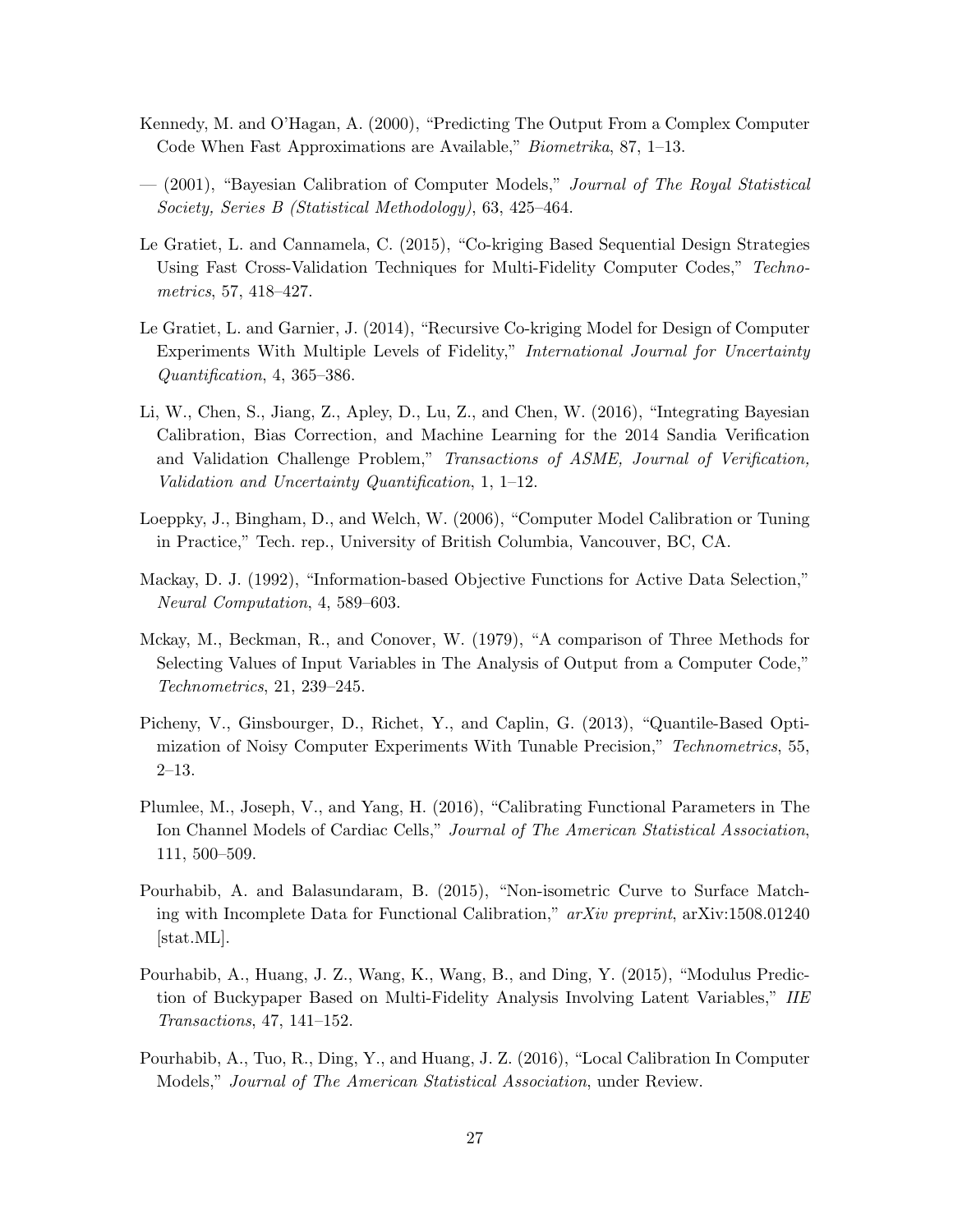Kennedy, M. and O'Hagan, A. (2000), "Predicting The Output From a Complex Computer Code When Fast Approximations are Available," *Biometrika*, 87, 1–13.

— (2001), "Bayesian Calibration of Computer Models," *Journal of The Royal Statistical Society, Series B (Statistical Methodology)*, 63, 425–464.

Le Gratiet, L. and Cannamela, C. (2015), "Co-kriging Based Sequential Design Strategies Using Fast Cross-Validation Techniques for Multi-Fidelity Computer Codes," *Technometrics*, 57, 418–427.

Le Gratiet, L. and Garnier, J. (2014), "Recursive Co-kriging Model for Design of Computer Experiments With Multiple Levels of Fidelity," *International Journal for Uncertainty Quantification*, 4, 365–386.

Li, W., Chen, S., Jiang, Z., Apley, D., Lu, Z., and Chen, W. (2016), "Integrating Bayesian Calibration, Bias Correction, and Machine Learning for the 2014 Sandia Verification and Validation Challenge Problem," *Transactions of ASME, Journal of Verification, Validation and Uncertainty Quantification*, 1, 1–12.

Loeppky, J., Bingham, D., and Welch, W. (2006), "Computer Model Calibration or Tuning in Practice," Tech. rep., University of British Columbia, Vancouver, BC, CA.

Mackay, D. J. (1992), "Information-based Objective Functions for Active Data Selection," *Neural Computation*, 4, 589–603.

Mckay, M., Beckman, R., and Conover, W. (1979), "A comparison of Three Methods for Selecting Values of Input Variables in The Analysis of Output from a Computer Code," *Technometrics*, 21, 239–245.

Picheny, V., Ginsbourger, D., Richet, Y., and Caplin, G. (2013), "Quantile-Based Optimization of Noisy Computer Experiments With Tunable Precision," *Technometrics*, 55, 2–13.

Plumlee, M., Joseph, V., and Yang, H. (2016), "Calibrating Functional Parameters in The Ion Channel Models of Cardiac Cells," *Journal of The American Statistical Association*, 111, 500–509.

Pourhabib, A. and Balasundaram, B. (2015), "Non-isometric Curve to Surface Matching with Incomplete Data for Functional Calibration," *arXiv preprint*, arXiv:1508.01240 [stat.ML].

Pourhabib, A., Huang, J. Z., Wang, K., Wang, B., and Ding, Y. (2015), "Modulus Prediction of Buckypaper Based on Multi-Fidelity Analysis Involving Latent Variables," *IIE Transactions*, 47, 141–152.

Pourhabib, A., Tuo, R., Ding, Y., and Huang, J. Z. (2016), "Local Calibration In Computer Models," *Journal of The American Statistical Association*, under Review.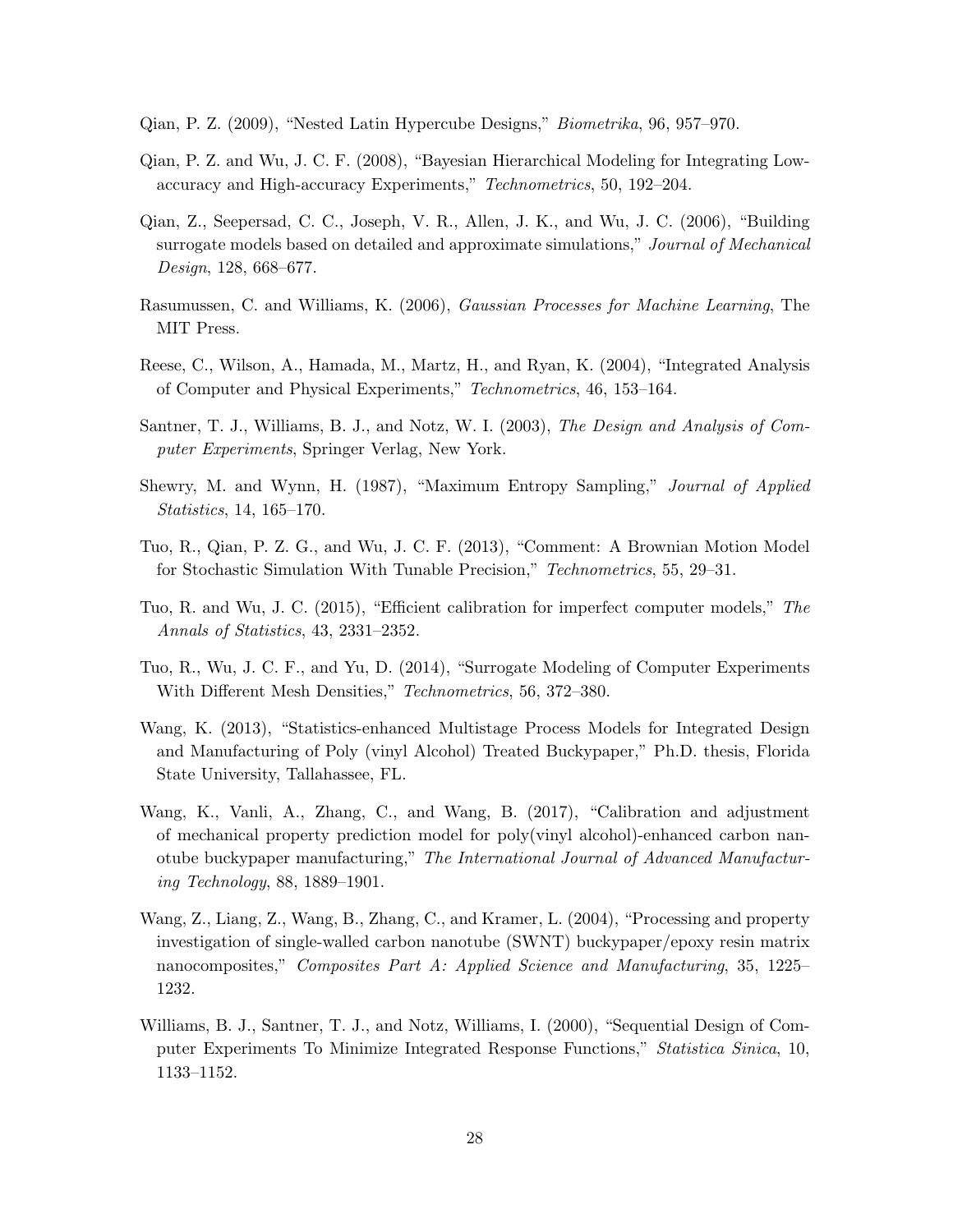Qian, P. Z. (2009), "Nested Latin Hypercube Designs," *Biometrika*, 96, 957–970.

Qian, P. Z. and Wu, J. C. F. (2008), "Bayesian Hierarchical Modeling for Integrating Low-accuracy and High-accuracy Experiments," *Technometrics*, 50, 192–204.

Qian, Z., Seepersad, C. C., Joseph, V. R., Allen, J. K., and Wu, J. C. (2006), "Building surrogate models based on detailed and approximate simulations," *Journal of Mechanical Design*, 128, 668–677.

Rasumussen, C. and Williams, K. (2006), *Gaussian Processes for Machine Learning*, The MIT Press.

Reese, C., Wilson, A., Hamada, M., Martz, H., and Ryan, K. (2004), "Integrated Analysis of Computer and Physical Experiments," *Technometrics*, 46, 153–164.

Santner, T. J., Williams, B. J., and Notz, W. I. (2003), *The Design and Analysis of Computer Experiments*, Springer Verlag, New York.

Shewry, M. and Wynn, H. (1987), "Maximum Entropy Sampling," *Journal of Applied Statistics*, 14, 165–170.

Tuo, R., Qian, P. Z. G., and Wu, J. C. F. (2013), "Comment: A Brownian Motion Model for Stochastic Simulation With Tunable Precision," *Technometrics*, 55, 29–31.

Tuo, R. and Wu, J. C. (2015), "Efficient calibration for imperfect computer models," *The Annals of Statistics*, 43, 2331–2352.

Tuo, R., Wu, J. C. F., and Yu, D. (2014), "Surrogate Modeling of Computer Experiments With Different Mesh Densities," *Technometrics*, 56, 372–380.

Wang, K. (2013), "Statistics-enhanced Multistage Process Models for Integrated Design and Manufacturing of Poly (vinyl Alcohol) Treated Buckypaper," Ph.D. thesis, Florida State University, Tallahassee, FL.

Wang, K., Vanli, A., Zhang, C., and Wang, B. (2017), "Calibration and adjustment of mechanical property prediction model for poly(vinyl alcohol)-enhanced carbon nanotube buckypaper manufacturing," *The International Journal of Advanced Manufacturing Technology*, 88, 1889–1901.

Wang, Z., Liang, Z., Wang, B., Zhang, C., and Kramer, L. (2004), "Processing and property investigation of single-walled carbon nanotube (SWNT) buckypaper/epoxy resin matrix nanocomposites," *Composites Part A: Applied Science and Manufacturing*, 35, 1225–1232.

Williams, B. J., Santner, T. J., and Notz, Williams, I. (2000), "Sequential Design of Computer Experiments To Minimize Integrated Response Functions," *Statistica Sinica*, 10, 1133–1152.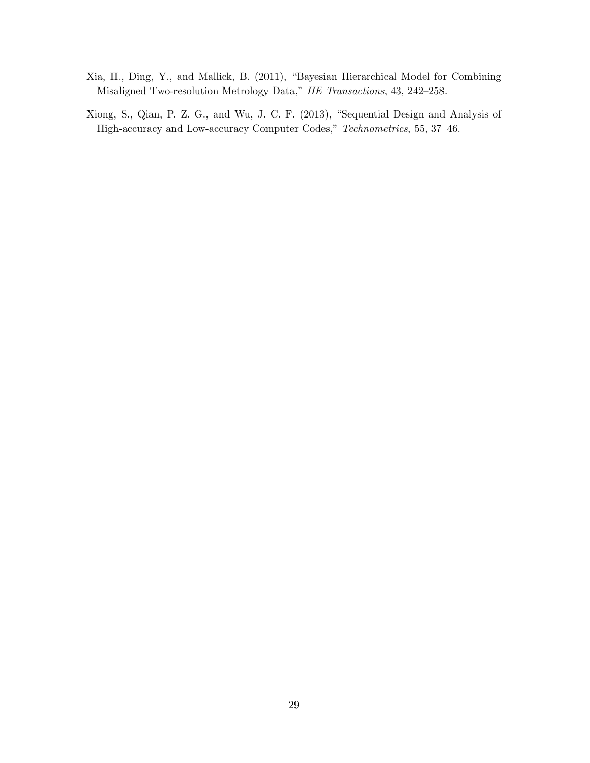Xia, H., Ding, Y., and Mallick, B. (2011), "Bayesian Hierarchical Model for Combining Misaligned Two-resolution Metrology Data," *IIE Transactions*, 43, 242–258.

Xiong, S., Qian, P. Z. G., and Wu, J. C. F. (2013), "Sequential Design and Analysis of High-accuracy and Low-accuracy Computer Codes," *Technometrics*, 55, 37–46.